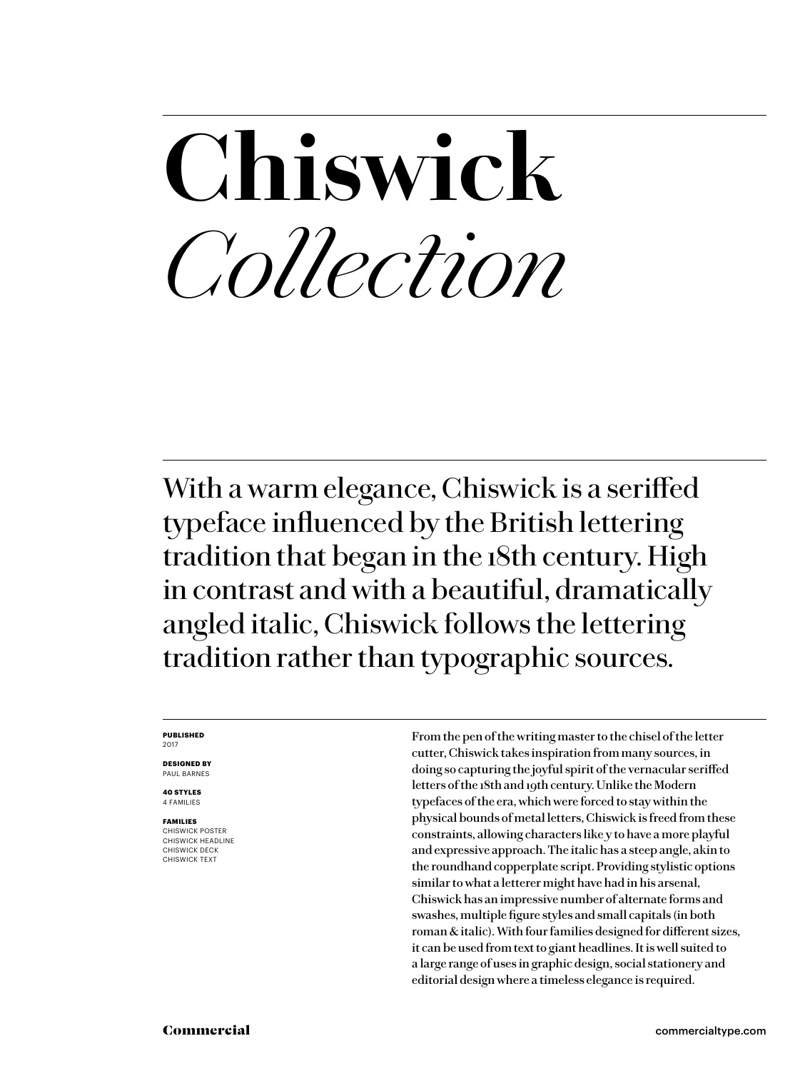# Chiswick
# *Collection*

With a warm elegance, Chiswick is a seriffed typeface influenced by the British lettering tradition that began in the 18th century. High in contrast and with a beautiful, dramatically angled italic, Chiswick follows the lettering tradition rather than typographic sources.

**PUBLISHED**
2017

**DESIGNED BY**
PAUL BARNES

**40 STYLES**
4 FAMILIES

**FAMILIES**
CHISWICK POSTER
CHISWICK HEADLINE
CHISWICK DECK
CHISWICK TEXT

From the pen of the writing master to the chisel of the letter cutter, Chiswick takes inspiration from many sources, in doing so capturing the joyful spirit of the vernacular seriffed letters of the 18th and 19th century. Unlike the Modern typefaces of the era, which were forced to stay within the physical bounds of metal letters, Chiswick is freed from these constraints, allowing characters like *y* to have a more playful and expressive approach. The italic has a steep angle, akin to the roundhand copperplate script. Providing stylistic options similar to what a letterer might have had in his arsenal, Chiswick has an impressive number of alternate forms and swashes, multiple figure styles and small capitals (in both roman & italic). With four families designed for different sizes, it can be used from text to giant headlines. It is well suited to a large range of uses in graphic design, social stationery and editorial design where a timeless elegance is required.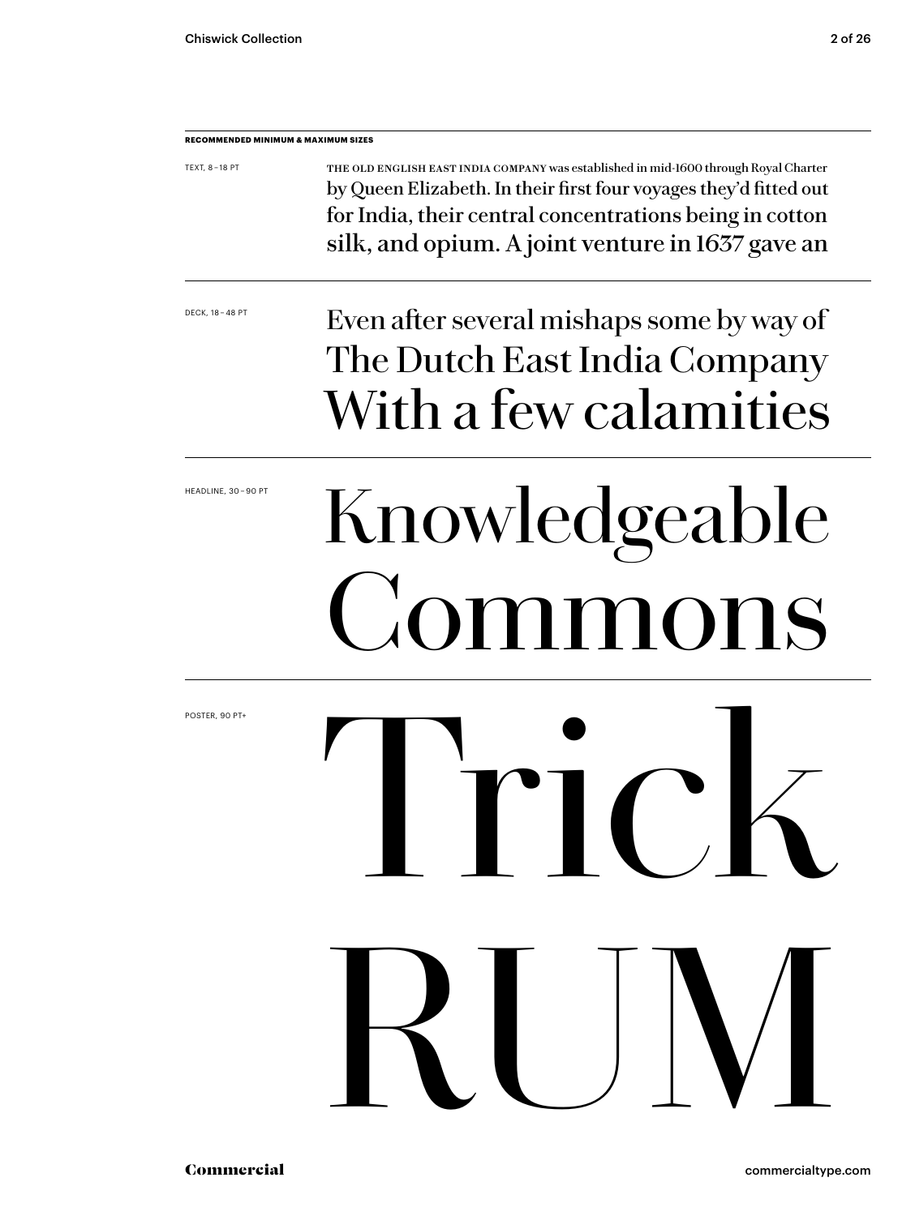**RECOMMENDED MINIMUM & MAXIMUM SIZES**

TEXT, 8 – 18 PT

THE OLD ENGLISH EAST INDIA COMPANY was established in mid-1600 through Royal Charter by Queen Elizabeth. In their first four voyages they'd fitted out for India, their central concentrations being in cotton silk, and opium. A joint venture in 1637 gave an

DECK, 18 – 48 PT

Even after several mishaps some by way of
The Dutch East India Company
With a few calamities

HEADLINE, 30 – 90 PT

Knowledgeable
Commons

POSTER, 90 PT+

Trick
RUM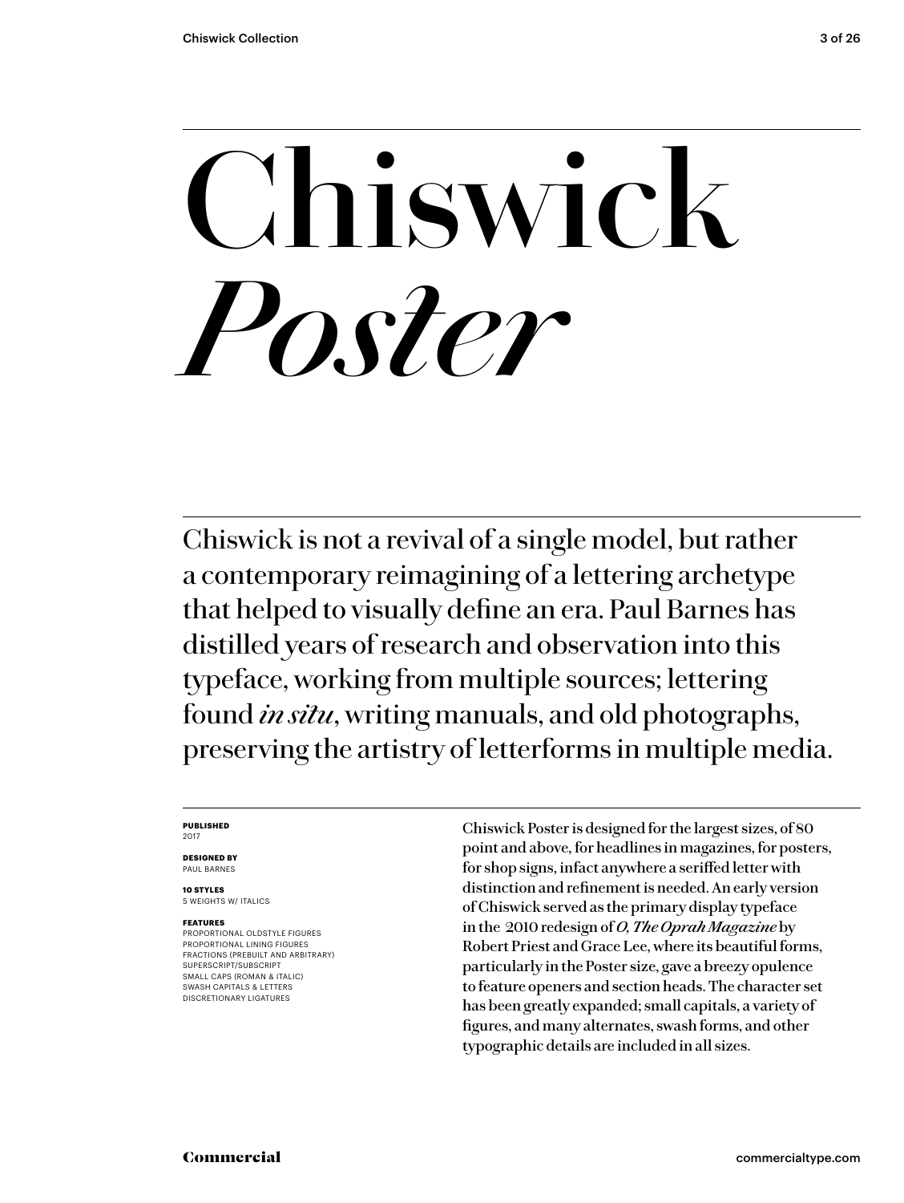# Chiswick *Poster*

Chiswick is not a revival of a single model, but rather a contemporary reimagining of a lettering archetype that helped to visually define an era. Paul Barnes has distilled years of research and observation into this typeface, working from multiple sources; lettering found *in situ*, writing manuals, and old photographs, preserving the artistry of letterforms in multiple media.

**PUBLISHED**
2017

**DESIGNED BY**
PAUL BARNES

**10 STYLES**
5 WEIGHTS W/ ITALICS

**FEATURES**
PROPORTIONAL OLDSTYLE FIGURES
PROPORTIONAL LINING FIGURES
FRACTIONS (PREBUILT AND ARBITRARY)
SUPERSCRIPT/SUBSCRIPT
SMALL CAPS (ROMAN & ITALIC)
SWASH CAPITALS & LETTERS
DISCRETIONARY LIGATURES

Chiswick Poster is designed for the largest sizes, of 80 point and above, for headlines in magazines, for posters, for shop signs, infact anywhere a seriffed letter with distinction and refinement is needed. An early version of Chiswick served as the primary display typeface in the 2010 redesign of *O, The Oprah Magazine* by Robert Priest and Grace Lee, where its beautiful forms, particularly in the Poster size, gave a breezy opulence to feature openers and section heads. The character set has been greatly expanded; small capitals, a variety of figures, and many alternates, swash forms, and other typographic details are included in all sizes.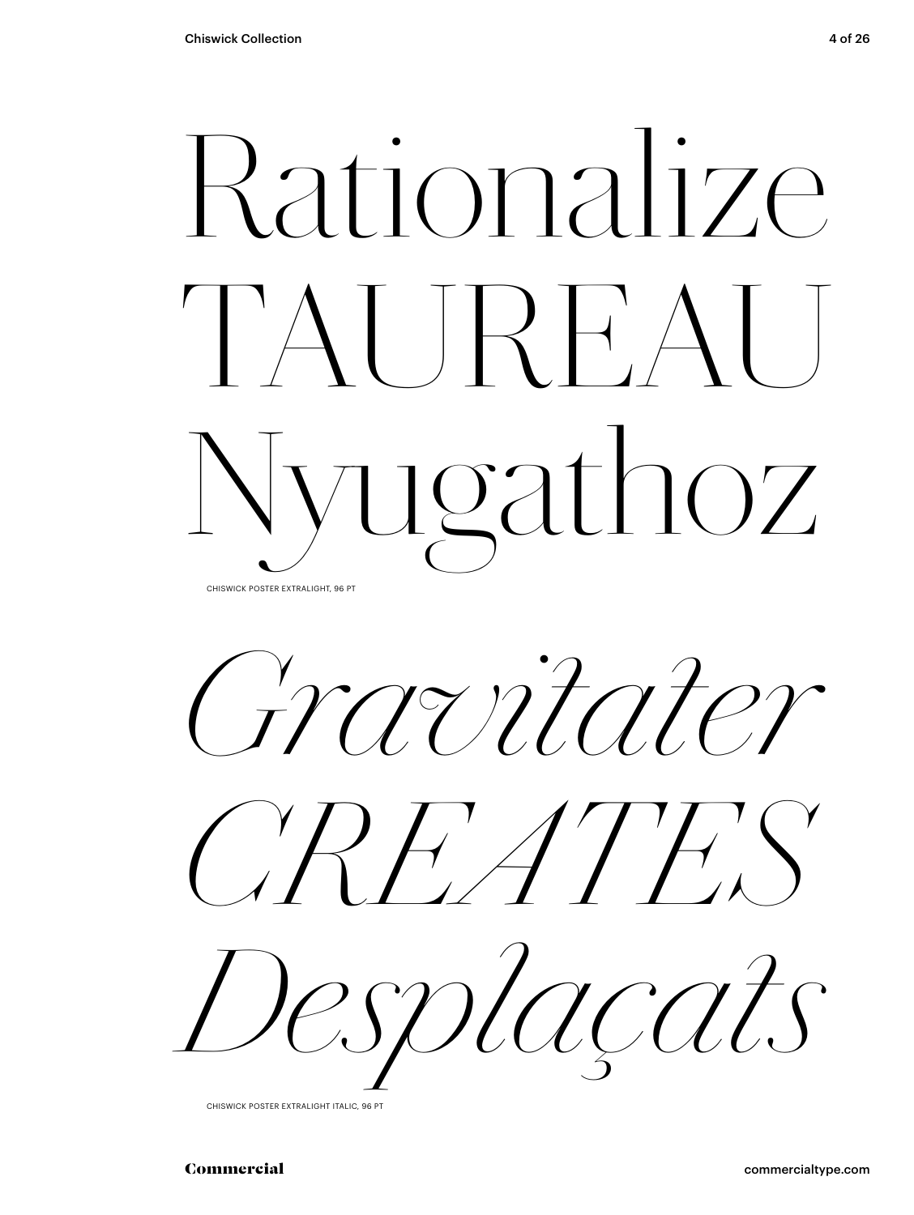Rationalize
TAUREAU
Nyugathoz

CHISWICK POSTER EXTRALIGHT, 96 PT

*Gravitater*
*CREATES*
*Desplaçats*

CHISWICK POSTER EXTRALIGHT ITALIC, 96 PT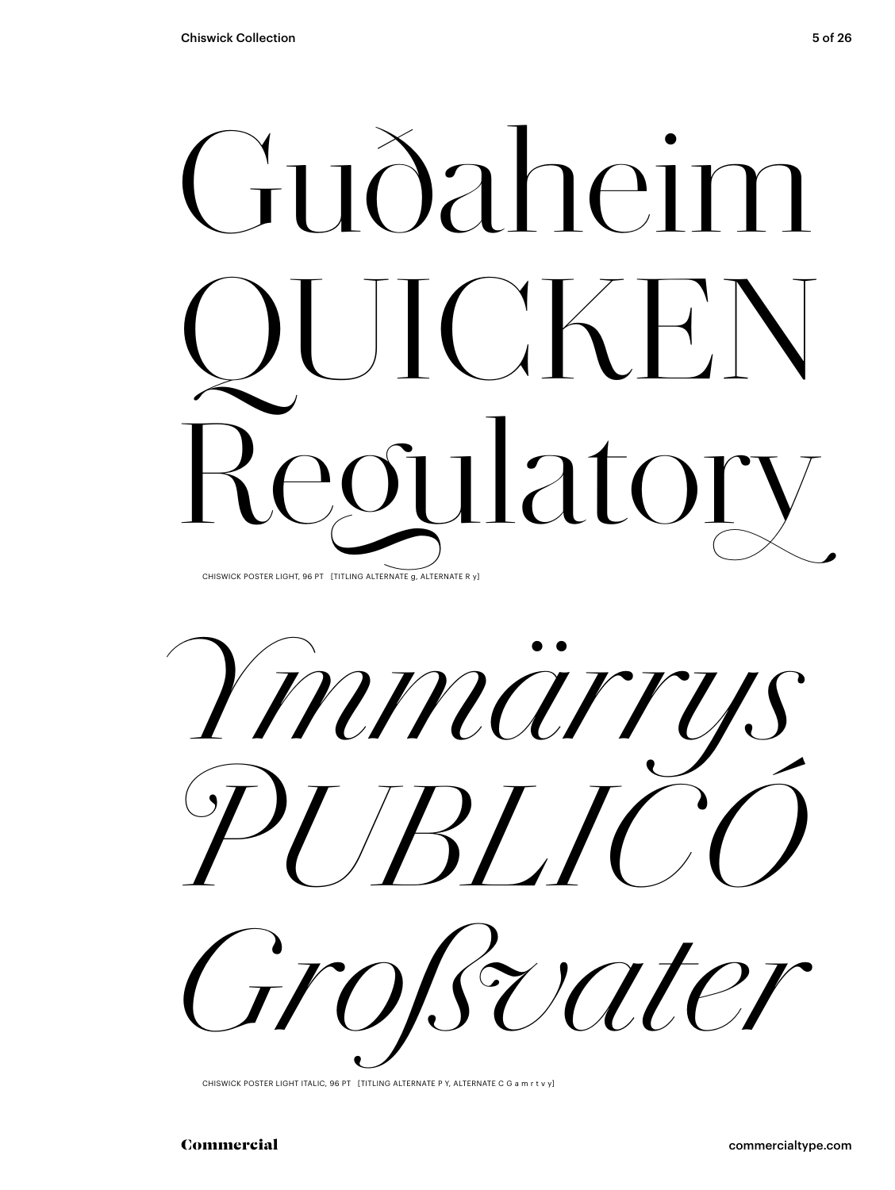# Guðaheim
# QUICKEN
# Regulatory

CHISWICK POSTER LIGHT, 96 PT [TITLING ALTERNATE g, ALTERNATE R y]

# *Ymmärrys*
# *PUBLICÓ*
# *Großvater*

CHISWICK POSTER LIGHT ITALIC, 96 PT [TITLING ALTERNATE P Y, ALTERNATE C G a m r t v y]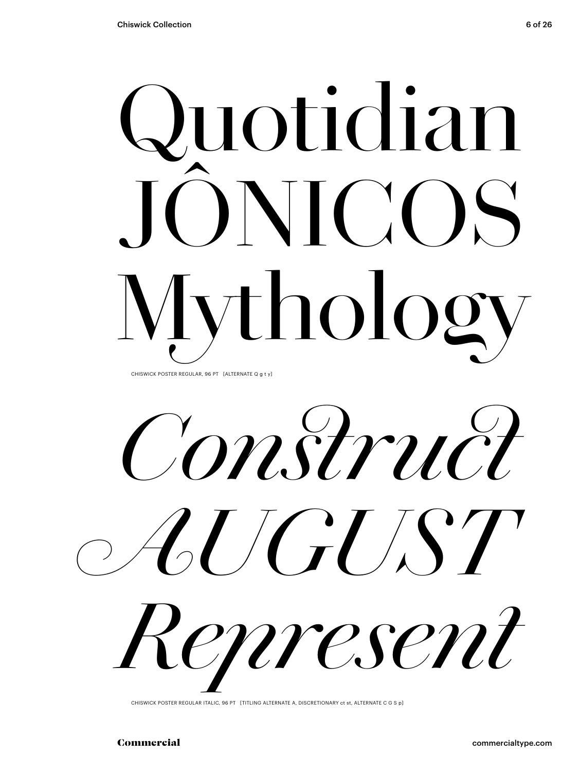Quotidian
JÔNICOS
Mythology

CHISWICK POSTER REGULAR, 96 PT [ALTERNATE Q g t y]

*Construct*
*AUGUST*
*Represent*

CHISWICK POSTER REGULAR ITALIC, 96 PT [TITLING ALTERNATE A, DISCRETIONARY ct st, ALTERNATE C G S p]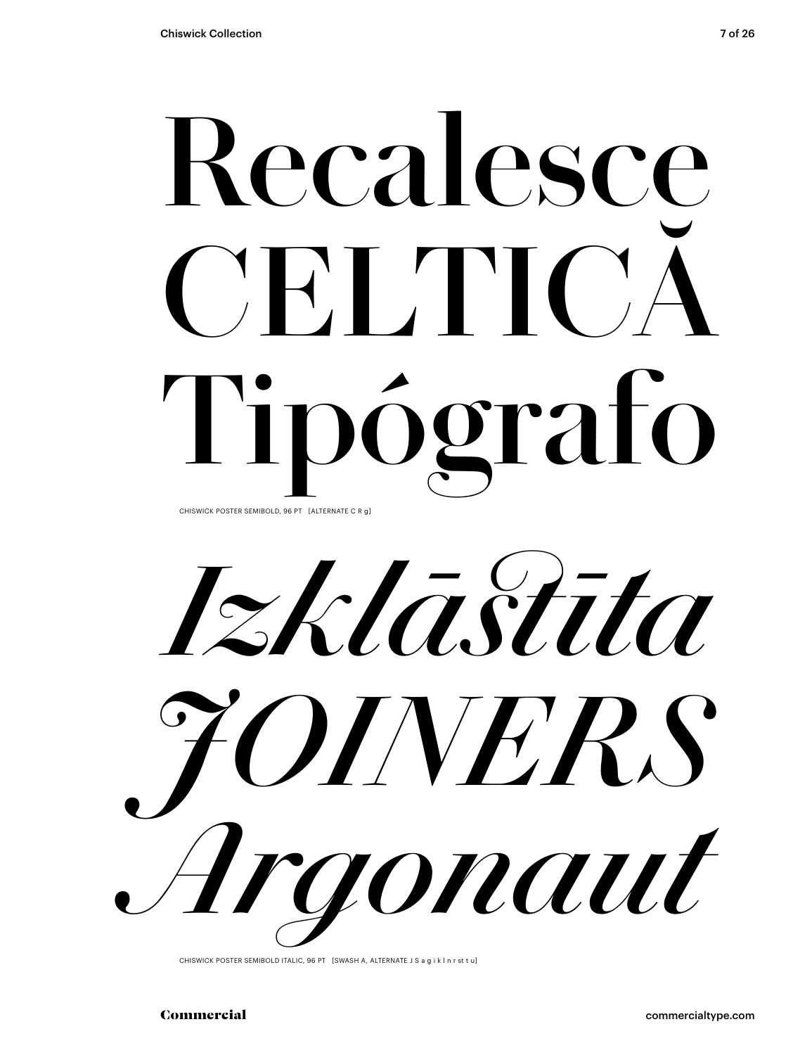# Recalesce
# CELTICĂ
# Tipógrafo

CHISWICK POSTER SEMIBOLD, 96 PT [ALTERNATE C R g]

# *Izklāstīta*
# *JOINERS*
# *Argonaut*

CHISWICK POSTER SEMIBOLD ITALIC, 96 PT [SWASH A, ALTERNATE J S a g i k l n r st t u]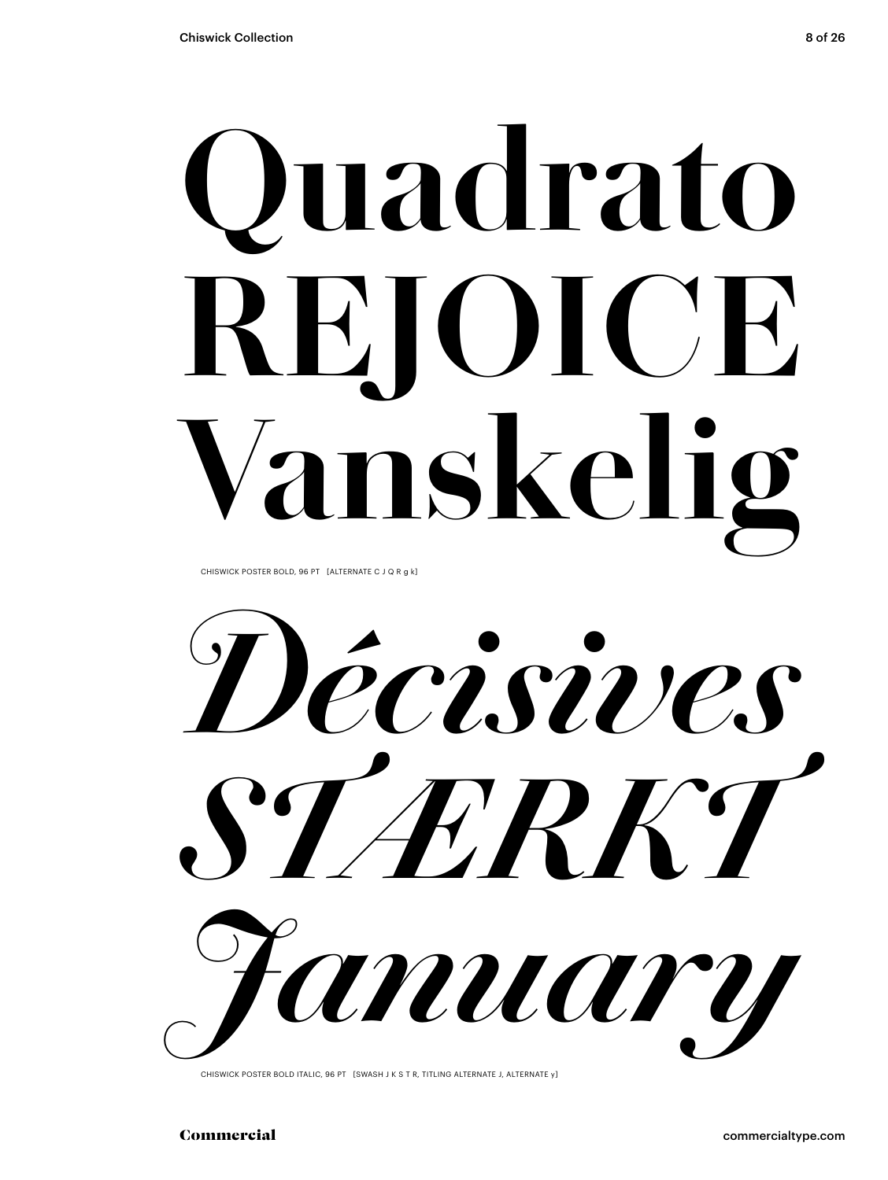# Quadrato REJOICE Vanskelig

CHISWICK POSTER BOLD, 96 PT [ALTERNATE C J Q R g k]

# *Décisives STÆRKT January*

CHISWICK POSTER BOLD ITALIC, 96 PT [SWASH J K S T R, TITLING ALTERNATE J, ALTERNATE y]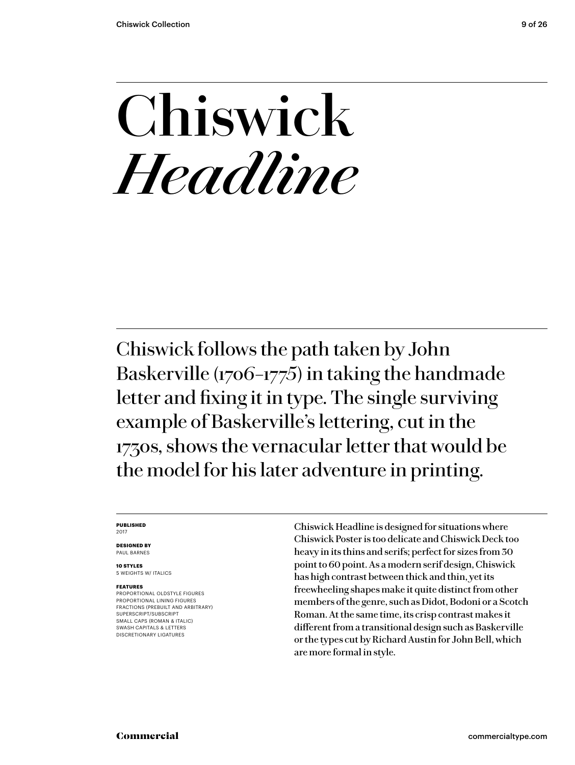# Chiswick *Headline*

Chiswick follows the path taken by John Baskerville (1706–1775) in taking the handmade letter and fixing it in type. The single surviving example of Baskerville's lettering, cut in the 1730s, shows the vernacular letter that would be the model for his later adventure in printing.

**PUBLISHED**
2017

**DESIGNED BY**
PAUL BARNES

**10 STYLES**
5 WEIGHTS W/ ITALICS

**FEATURES**
PROPORTIONAL OLDSTYLE FIGURES
PROPORTIONAL LINING FIGURES
FRACTIONS (PREBUILT AND ARBITRARY)
SUPERSCRIPT/SUBSCRIPT
SMALL CAPS (ROMAN & ITALIC)
SWASH CAPITALS & LETTERS
DISCRETIONARY LIGATURES

Chiswick Headline is designed for situations where Chiswick Poster is too delicate and Chiswick Deck too heavy in its thins and serifs; perfect for sizes from 30 point to 60 point. As a modern serif design, Chiswick has high contrast between thick and thin, yet its freewheeling shapes make it quite distinct from other members of the genre, such as Didot, Bodoni or a Scotch Roman. At the same time, its crisp contrast makes it different from a transitional design such as Baskerville or the types cut by Richard Austin for John Bell, which are more formal in style.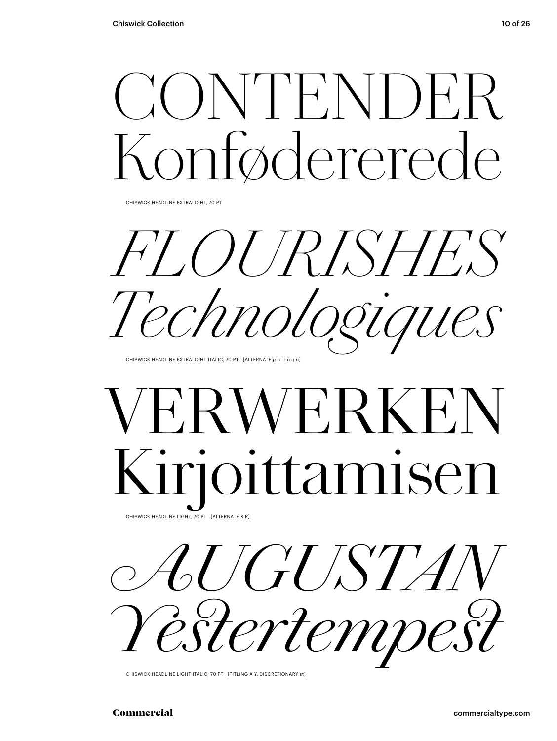# CONTENDER Konfødererede

CHISWICK HEADLINE EXTRALIGHT, 70 PT

# *FLOURISHES Technologiques*

CHISWICK HEADLINE EXTRALIGHT ITALIC, 70 PT [ALTERNATE g h i l n q u]

# VERWERKEN Kirjoittamisen

CHISWICK HEADLINE LIGHT, 70 PT [ALTERNATE K R]

# *AUGUSTAN Yestertempest*

CHISWICK HEADLINE LIGHT ITALIC, 70 PT [TITLING A Y, DISCRETIONARY st]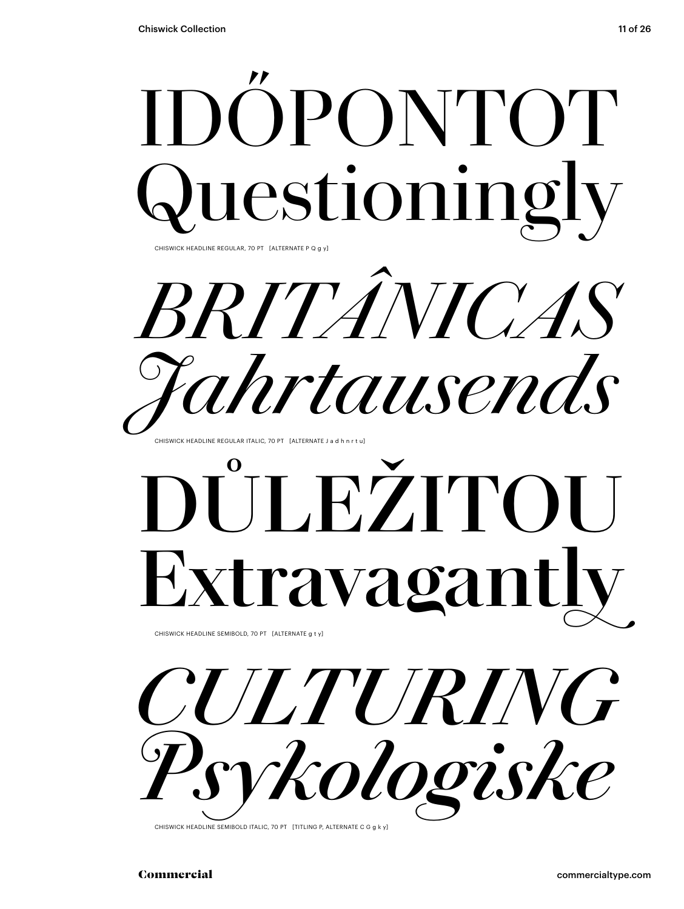IDŐPONTOT
Questioningly

CHISWICK HEADLINE REGULAR, 70 PT [ALTERNATE P Q g y]

*BRITÂNICAS*
*Jahrtausends*

CHISWICK HEADLINE REGULAR ITALIC, 70 PT [ALTERNATE J a d h n r t u]

**DŮLEŽITOU**
**Extravagantly**

CHISWICK HEADLINE SEMIBOLD, 70 PT [ALTERNATE g t y]

***CULTURING***
***Psykologiske***

CHISWICK HEADLINE SEMIBOLD ITALIC, 70 PT [TITLING P, ALTERNATE C G g k y]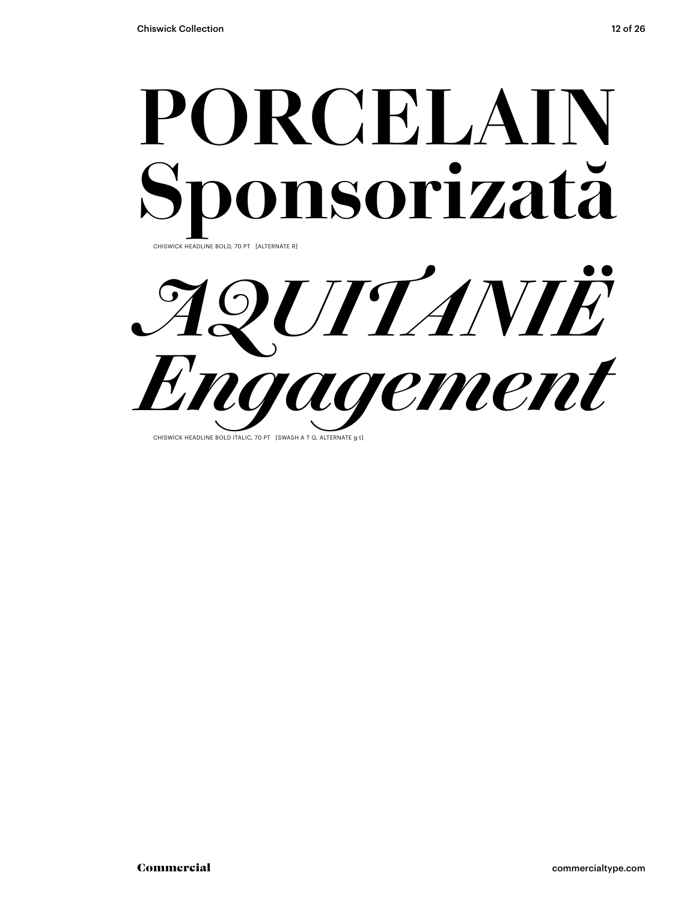# PORCELAIN Sponsorizată

CHISWICK HEADLINE BOLD, 70 PT [ALTERNATE R]

# *AQUITANIË Engagement*

CHISWICK HEADLINE BOLD ITALIC, 70 PT [SWASH A T Q, ALTERNATE g t]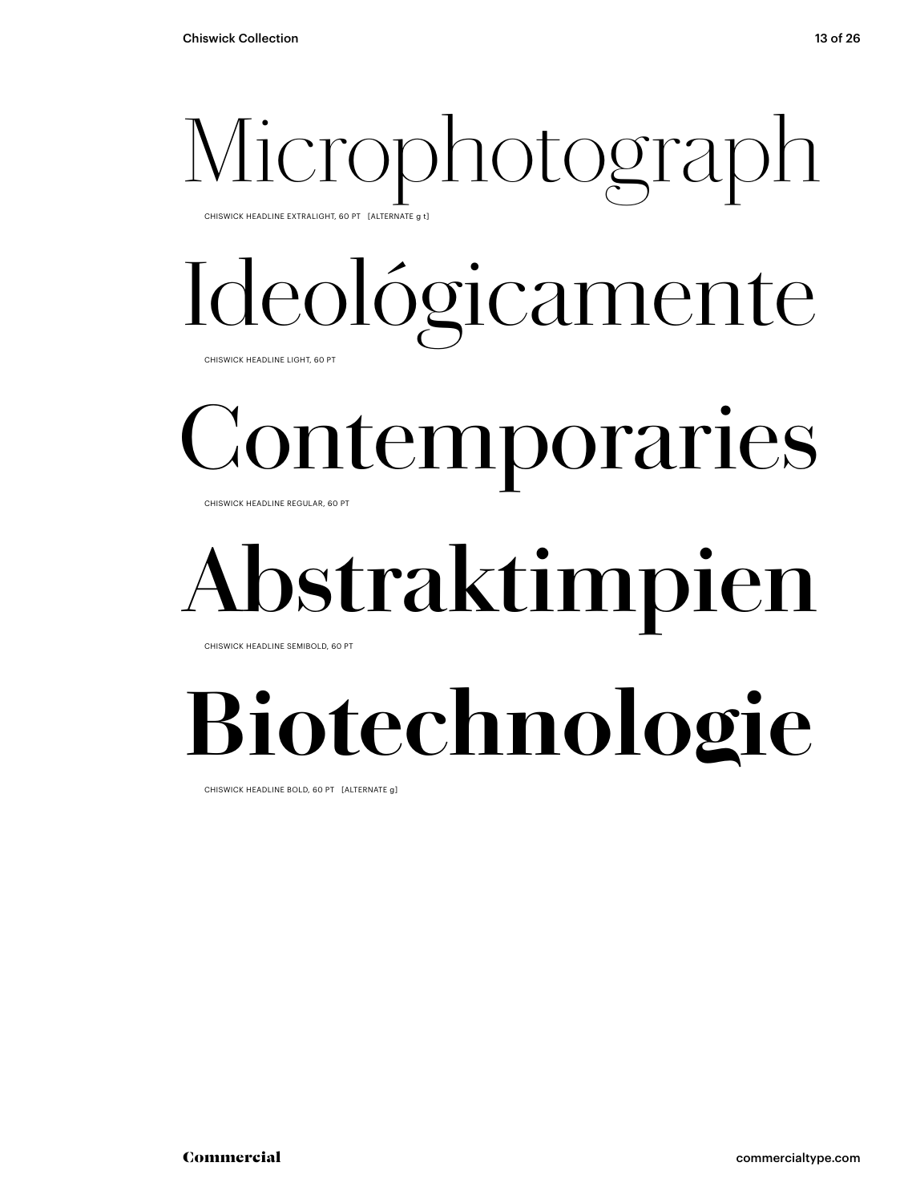# Microphotograph

CHISWICK HEADLINE EXTRALIGHT, 60 PT [ALTERNATE g t]

# Ideológicamente

CHISWICK HEADLINE LIGHT, 60 PT

# Contemporaries

CHISWICK HEADLINE REGULAR, 60 PT

# **Abstraktimpien**

CHISWICK HEADLINE SEMIBOLD, 60 PT

# **Biotechnologie**

CHISWICK HEADLINE BOLD, 60 PT [ALTERNATE g]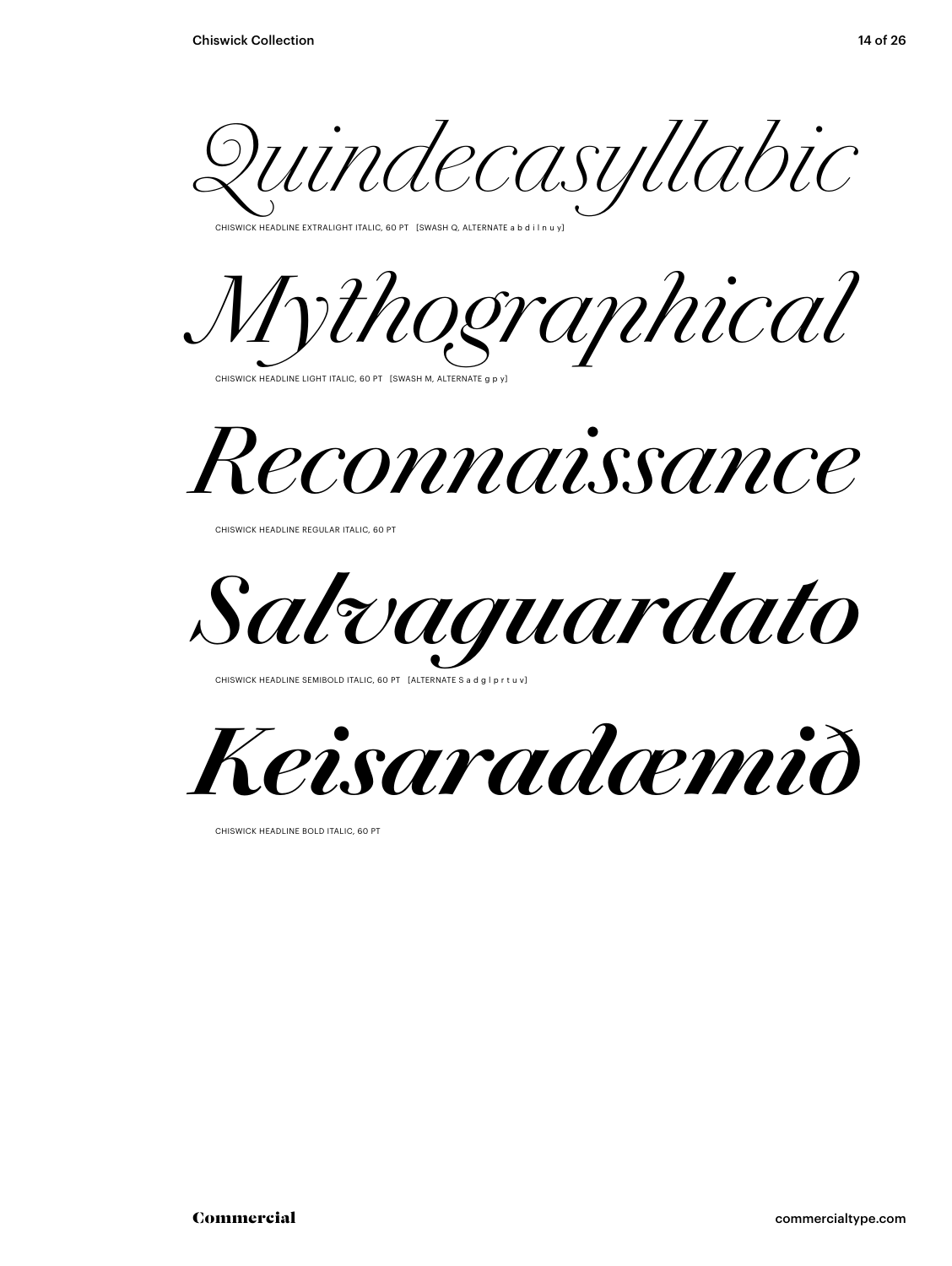*Quindecasyllabic*

CHISWICK HEADLINE EXTRALIGHT ITALIC, 60 PT [SWASH Q, ALTERNATE a b d i l n u y]

*Mythographical*

CHISWICK HEADLINE LIGHT ITALIC, 60 PT [SWASH M, ALTERNATE g p y]

*Reconnaissance*

CHISWICK HEADLINE REGULAR ITALIC, 60 PT

***Salvaguardato***

CHISWICK HEADLINE SEMIBOLD ITALIC, 60 PT [ALTERNATE S a d g l p r t u v]

***Keisaradæmið***

CHISWICK HEADLINE BOLD ITALIC, 60 PT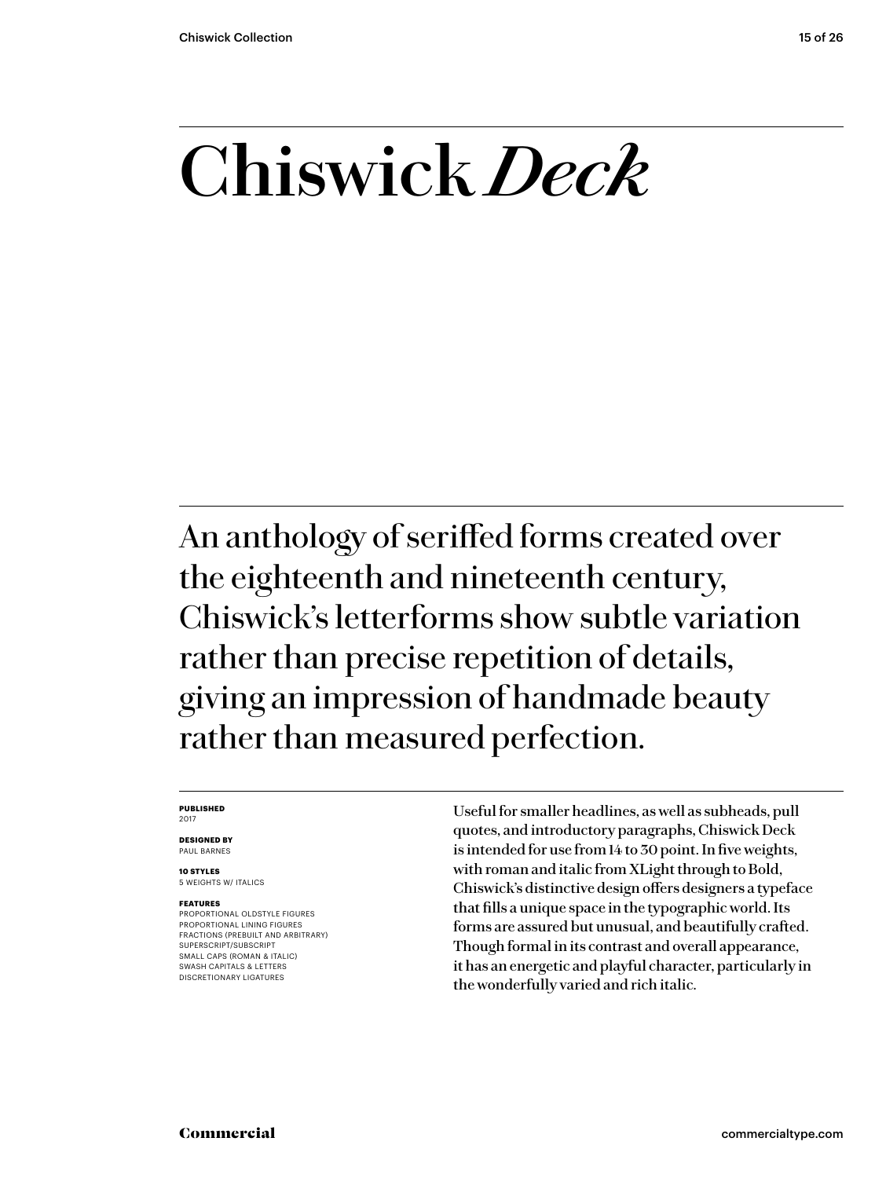# Chiswick *Deck*

An anthology of seriffed forms created over the eighteenth and nineteenth century, Chiswick's letterforms show subtle variation rather than precise repetition of details, giving an impression of handmade beauty rather than measured perfection.

**PUBLISHED**
2017

**DESIGNED BY**
PAUL BARNES

**10 STYLES**
5 WEIGHTS W/ ITALICS

**FEATURES**
PROPORTIONAL OLDSTYLE FIGURES
PROPORTIONAL LINING FIGURES
FRACTIONS (PREBUILT AND ARBITRARY)
SUPERSCRIPT/SUBSCRIPT
SMALL CAPS (ROMAN & ITALIC)
SWASH CAPITALS & LETTERS
DISCRETIONARY LIGATURES

Useful for smaller headlines, as well as subheads, pull quotes, and introductory paragraphs, Chiswick Deck is intended for use from 14 to 30 point. In five weights, with roman and italic from XLight through to Bold, Chiswick's distinctive design offers designers a typeface that fills a unique space in the typographic world. Its forms are assured but unusual, and beautifully crafted. Though formal in its contrast and overall appearance, it has an energetic and playful character, particularly in the wonderfully varied and rich italic.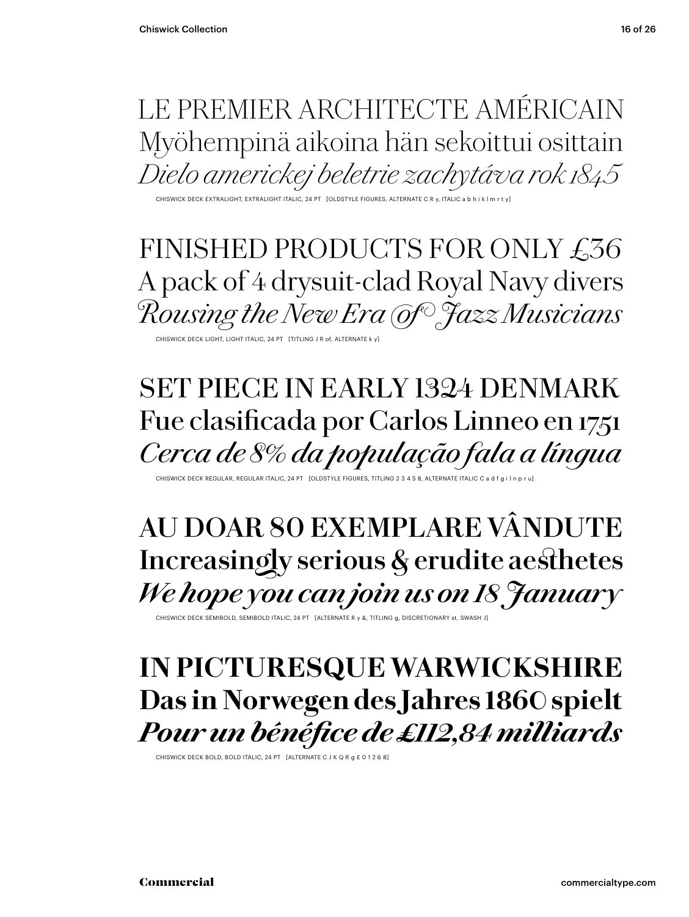LE PREMIER ARCHITECTE AMÉRICAIN
Myöhempinä aikoina hän sekoittui osittain
*Dielo americkej beletrie zachytáva rok 1845*

CHISWICK DECK EXTRALIGHT, EXTRALIGHT ITALIC, 24 PT [OLDSTYLE FIGURES, ALTERNATE C R y, ITALIC a b h i k l m r t y]

FINISHED PRODUCTS FOR ONLY £36
A pack of 4 drysuit-clad Royal Navy divers
*Rousing the New Era of Jazz Musicians*

CHISWICK DECK LIGHT, LIGHT ITALIC, 24 PT [TITLING J R of, ALTERNATE k y]

SET PIECE IN EARLY 1324 DENMARK
Fue clasificada por Carlos Linneo en 1751
*Cerca de 8% da população fala a língua*

CHISWICK DECK REGULAR, REGULAR ITALIC, 24 PT [OLDSTYLE FIGURES, TITLING 2 3 4 5 8, ALTERNATE ITALIC C a d f g i l n p r u]

AU DOAR 80 EXEMPLARE VÂNDUTE
Increasingly serious & erudite aesthetes
*We hope you can join us on 18 January*

CHISWICK DECK SEMIBOLD, SEMIBOLD ITALIC, 24 PT [ALTERNATE R y &, TITLING g, DISCRETIONARY st, SWASH J]

**IN PICTURESQUE WARWICKSHIRE**
**Das in Norwegen des Jahres 1860 spielt**
***Pour un bénéfice de £112,84 milliards***

CHISWICK DECK BOLD, BOLD ITALIC, 24 PT [ALTERNATE C J K Q R g £ 0 1 2 6 8]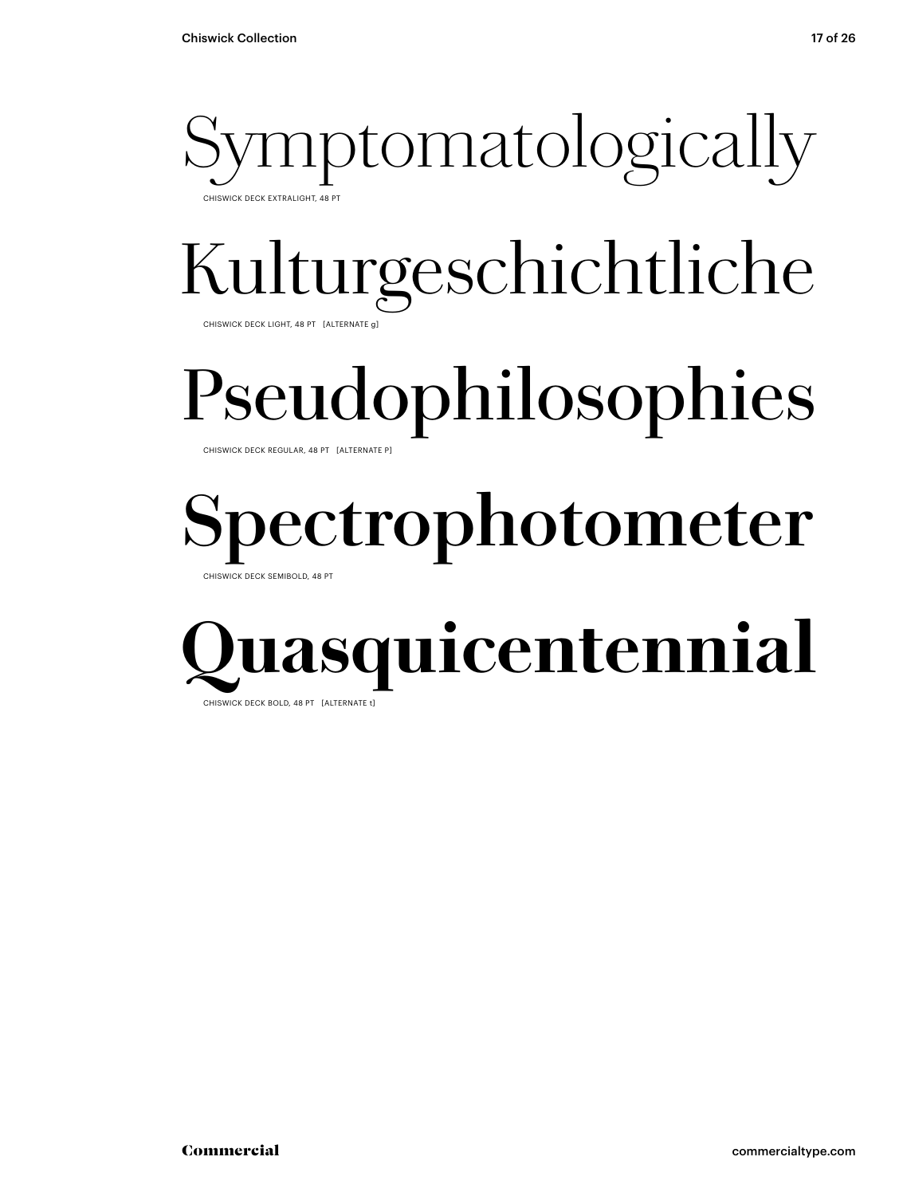Symptomatologically

CHISWICK DECK EXTRALIGHT, 48 PT

Kulturgeschichtliche

CHISWICK DECK LIGHT, 48 PT [ALTERNATE g]

Pseudophilosophies

CHISWICK DECK REGULAR, 48 PT [ALTERNATE P]

**Spectrophotometer**

CHISWICK DECK SEMIBOLD, 48 PT

**Quasquicentennial**

CHISWICK DECK BOLD, 48 PT [ALTERNATE t]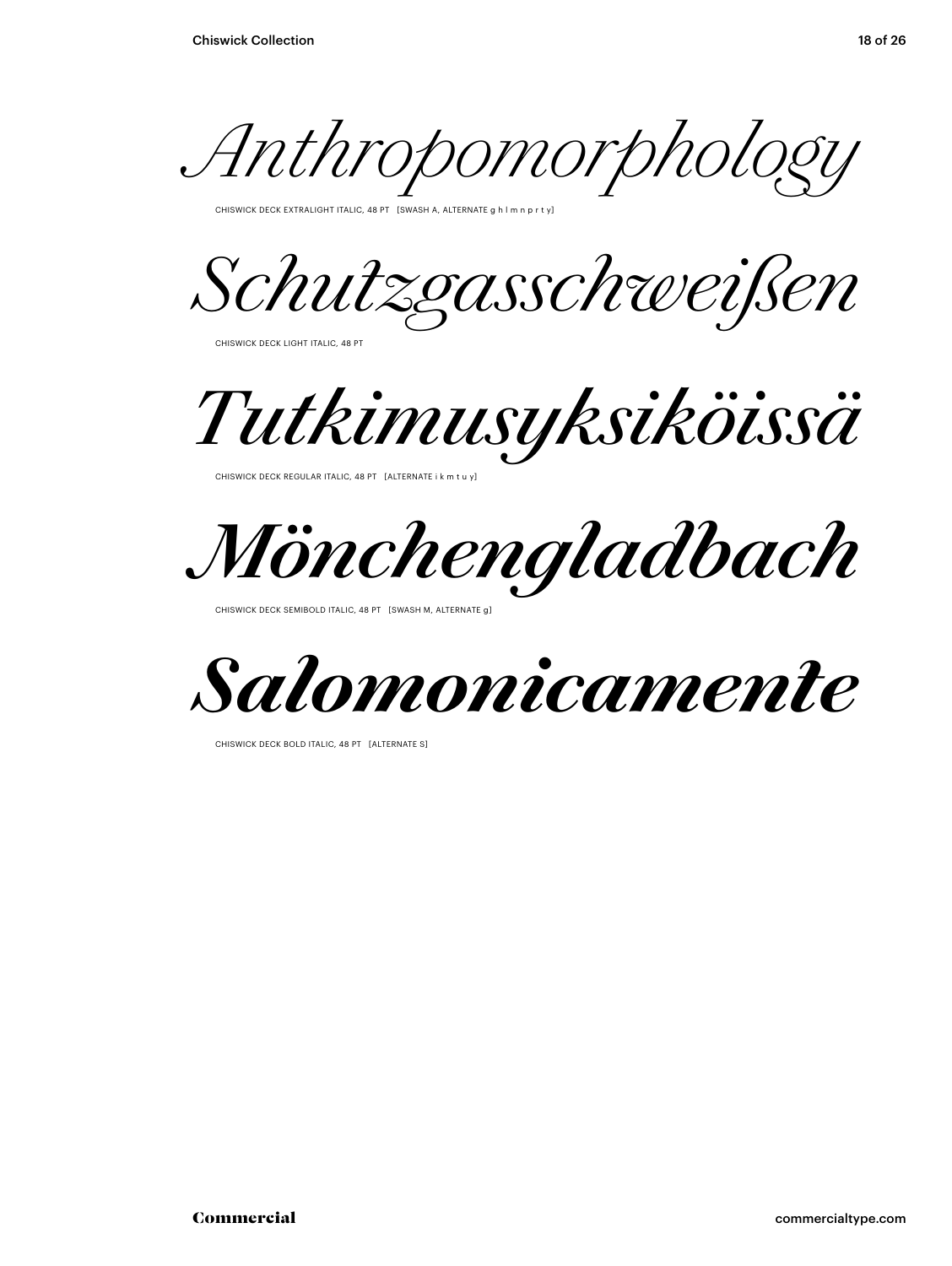*Anthropomorphology*

CHISWICK DECK EXTRALIGHT ITALIC, 48 PT [SWASH A, ALTERNATE g h l m n p r t y]

*Schutzgasschweißen*

CHISWICK DECK LIGHT ITALIC, 48 PT

*Tutkimusyksiköissä*

CHISWICK DECK REGULAR ITALIC, 48 PT [ALTERNATE i k m t u y]

***Mönchengladbach***

CHISWICK DECK SEMIBOLD ITALIC, 48 PT [SWASH M, ALTERNATE g]

***Salomonicamente***

CHISWICK DECK BOLD ITALIC, 48 PT [ALTERNATE S]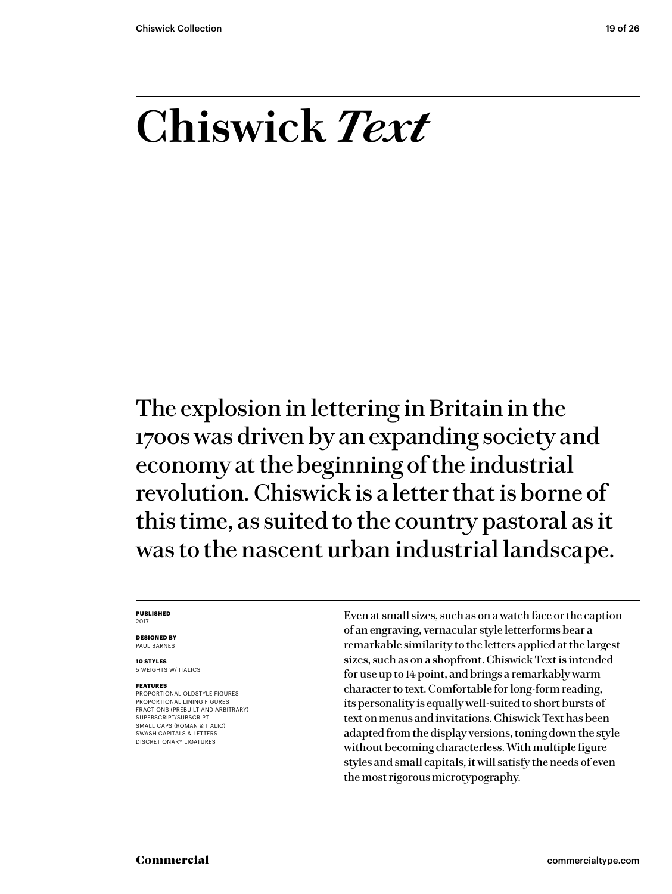# Chiswick *Text*

The explosion in lettering in Britain in the 1700s was driven by an expanding society and economy at the beginning of the industrial revolution. Chiswick is a letter that is borne of this time, as suited to the country pastoral as it was to the nascent urban industrial landscape.

**PUBLISHED**
2017

**DESIGNED BY**
PAUL BARNES

**10 STYLES**
5 WEIGHTS W/ ITALICS

**FEATURES**
PROPORTIONAL OLDSTYLE FIGURES
PROPORTIONAL LINING FIGURES
FRACTIONS (PREBUILT AND ARBITRARY)
SUPERSCRIPT/SUBSCRIPT
SMALL CAPS (ROMAN & ITALIC)
SWASH CAPITALS & LETTERS
DISCRETIONARY LIGATURES

Even at small sizes, such as on a watch face or the caption of an engraving, vernacular style letterforms bear a remarkable similarity to the letters applied at the largest sizes, such as on a shopfront. Chiswick Text is intended for use up to 14 point, and brings a remarkably warm character to text. Comfortable for long-form reading, its personality is equally well-suited to short bursts of text on menus and invitations. Chiswick Text has been adapted from the display versions, toning down the style without becoming characterless. With multiple figure styles and small capitals, it will satisfy the needs of even the most rigorous microtypography.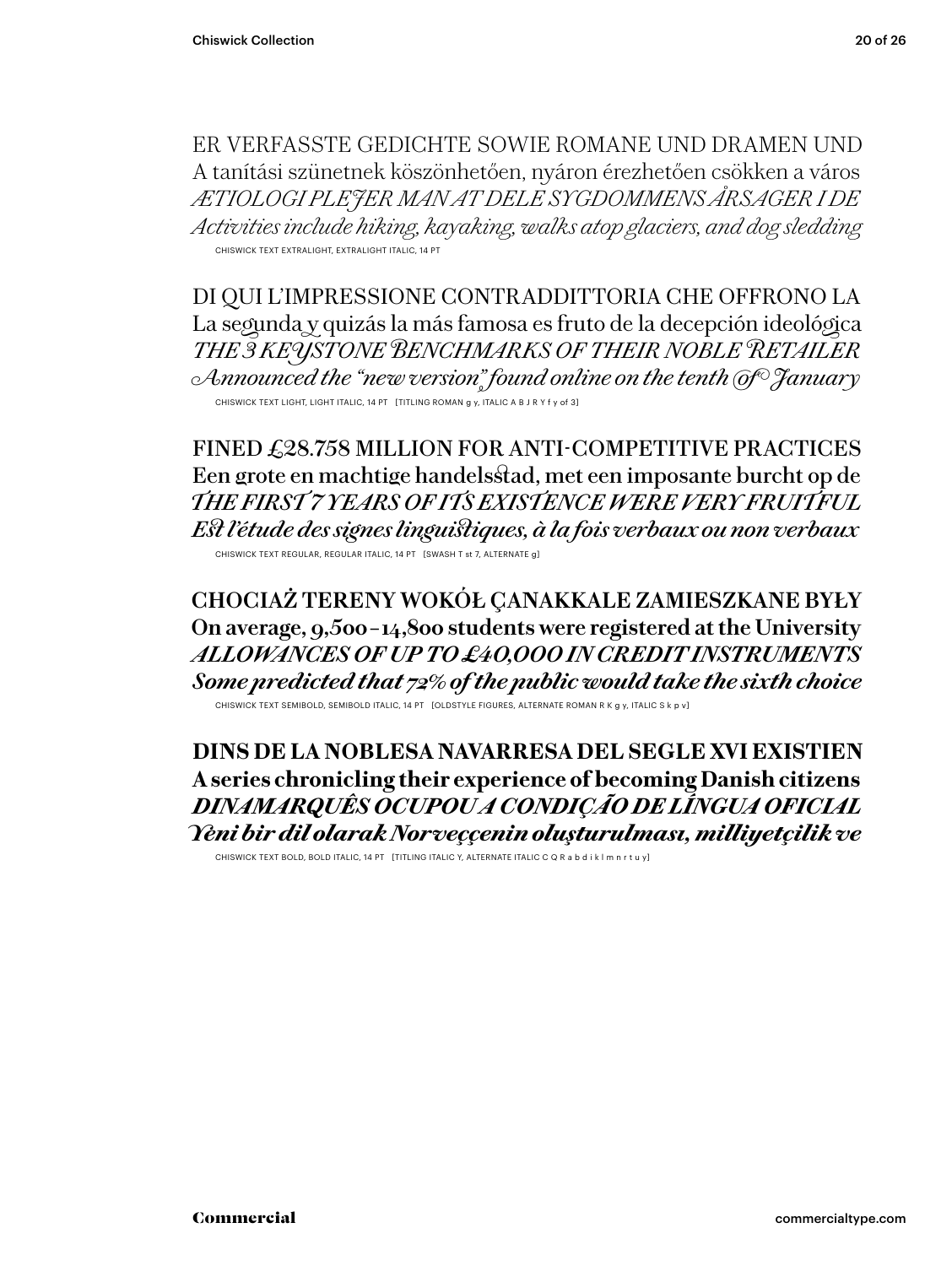ER VERFASSTE GEDICHTE SOWIE ROMANE UND DRAMEN UND
A tanítási szünetnek köszönhetően, nyáron érezhetően csökken a város
*ÆTIOLOGI PLEJER MAN AT DELE SYGDOMMENS ÅRSAGER I DE*
*Activities include hiking, kayaking, walks atop glaciers, and dog sledding*

CHISWICK TEXT EXTRALIGHT, EXTRALIGHT ITALIC, 14 PT

DI QUI L'IMPRESSIONE CONTRADDITTORIA CHE OFFRONO LA
La segunda y quizás la más famosa es fruto de la decepción ideológica
*THE 3 KEYSTONE BENCHMARKS OF THEIR NOBLE RETAILER*
*Announced the "new version" found online on the tenth of January*

CHISWICK TEXT LIGHT, LIGHT ITALIC, 14 PT [TITLING ROMAN g y, ITALIC A B J R Y f y of 3]

FINED £28.758 MILLION FOR ANTI-COMPETITIVE PRACTICES
Een grote en machtige handelsstad, met een imposante burcht op de
*THE FIRST 7 YEARS OF ITS EXISTENCE WERE VERY FRUITFUL*
*Est l'étude des signes linguistiques, à la fois verbaux ou non verbaux*

CHISWICK TEXT REGULAR, REGULAR ITALIC, 14 PT [SWASH T st 7, ALTERNATE g]

**CHOCIAŻ TERENY WOKÓŁ ÇANAKKALE ZAMIESZKANE BYŁY**
**On average, 9,500–14,800 students were registered at the University**
***ALLOWANCES OF UP TO £40,000 IN CREDIT INSTRUMENTS***
***Some predicted that 72% of the public would take the sixth choice***

CHISWICK TEXT SEMIBOLD, SEMIBOLD ITALIC, 14 PT [OLDSTYLE FIGURES, ALTERNATE ROMAN R K g y, ITALIC S k p v]

**DINS DE LA NOBLESA NAVARRESA DEL SEGLE XVI EXISTIEN**
**A series chronicling their experience of becoming Danish citizens**
***DINAMARQUÊS OCUPOU A CONDIÇÃO DE LÍNGUA OFICIAL***
***Yeni bir dil olarak Norveççenin oluşturulması, milliyetçilik ve***

CHISWICK TEXT BOLD, BOLD ITALIC, 14 PT [TITLING ITALIC Y, ALTERNATE ITALIC C Q R a b d i k l m n r t u y]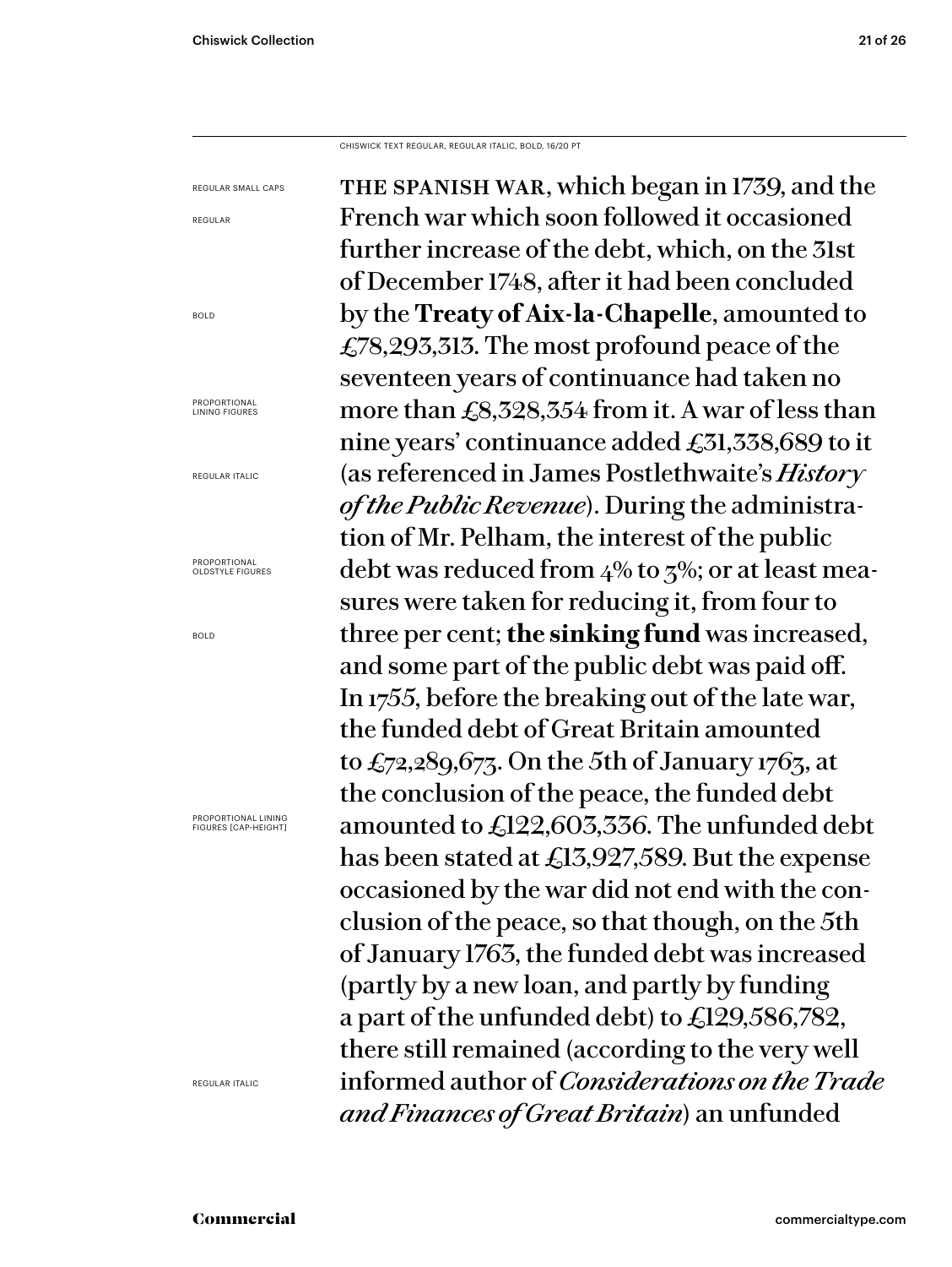CHISWICK TEXT REGULAR, REGULAR ITALIC, BOLD, 16/20 PT

REGULAR SMALL CAPS

REGULAR

BOLD

PROPORTIONAL LINING FIGURES

REGULAR ITALIC

PROPORTIONAL OLDSTYLE FIGURES

BOLD

PROPORTIONAL LINING FIGURES [CAP-HEIGHT]

REGULAR ITALIC

THE SPANISH WAR, which began in 1739, and the French war which soon followed it occasioned further increase of the debt, which, on the 31st of December 1748, after it had been concluded by the **Treaty of Aix-la-Chapelle**, amounted to £78,293,313. The most profound peace of the seventeen years of continuance had taken no more than £8,328,354 from it. A war of less than nine years' continuance added £31,338,689 to it (as referenced in James Postlethwaite's *History of the Public Revenue*). During the administration of Mr. Pelham, the interest of the public debt was reduced from 4% to 3%; or at least measures were taken for reducing it, from four to three per cent; **the sinking fund** was increased, and some part of the public debt was paid off. In 1755, before the breaking out of the late war, the funded debt of Great Britain amounted to £72,289,673. On the 5th of January 1763, at the conclusion of the peace, the funded debt amounted to £122,603,336. The unfunded debt has been stated at £13,927,589. But the expense occasioned by the war did not end with the conclusion of the peace, so that though, on the 5th of January 1763, the funded debt was increased (partly by a new loan, and partly by funding a part of the unfunded debt) to £129,586,782, there still remained (according to the very well informed author of *Considerations on the Trade and Finances of Great Britain*) an unfunded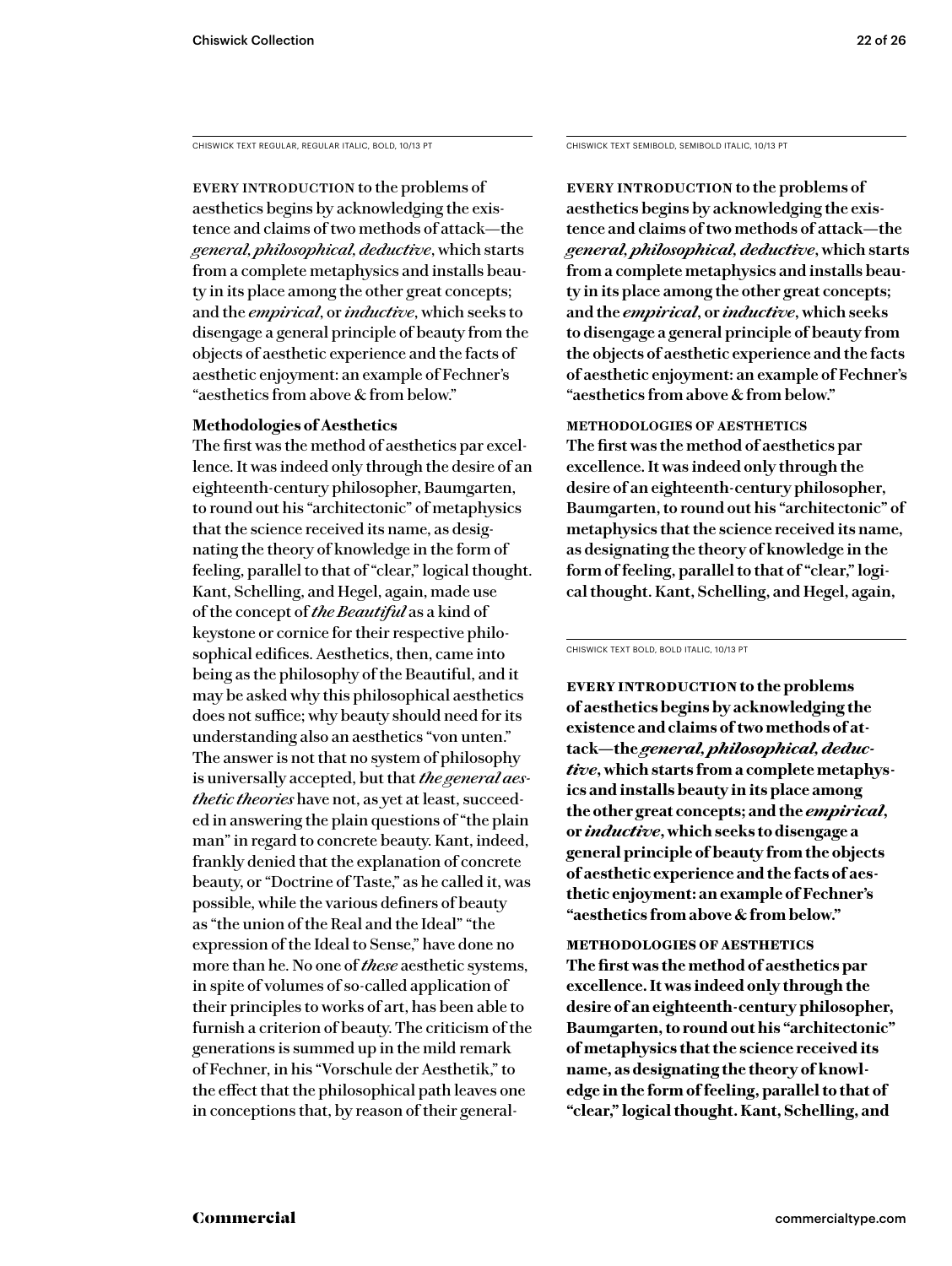CHISWICK TEXT REGULAR, REGULAR ITALIC, BOLD, 10/13 PT

EVERY INTRODUCTION to the problems of aesthetics begins by acknowledging the existence and claims of two methods of attack—the *general, philosophical, deductive*, which starts from a complete metaphysics and installs beauty in its place among the other great concepts; and the *empirical*, or *inductive*, which seeks to disengage a general principle of beauty from the objects of aesthetic experience and the facts of aesthetic enjoyment: an example of Fechner's "aesthetics from above & from below."

**Methodologies of Aesthetics**

The first was the method of aesthetics par excellence. It was indeed only through the desire of an eighteenth-century philosopher, Baumgarten, to round out his "architectonic" of metaphysics that the science received its name, as designating the theory of knowledge in the form of feeling, parallel to that of "clear," logical thought. Kant, Schelling, and Hegel, again, made use of the concept of *the Beautiful* as a kind of keystone or cornice for their respective philosophical edifices. Aesthetics, then, came into being as the philosophy of the Beautiful, and it may be asked why this philosophical aesthetics does not suffice; why beauty should need for its understanding also an aesthetics "von unten." The answer is not that no system of philosophy is universally accepted, but that *the general aesthetic theories* have not, as yet at least, succeeded in answering the plain questions of "the plain man" in regard to concrete beauty. Kant, indeed, frankly denied that the explanation of concrete beauty, or "Doctrine of Taste," as he called it, was possible, while the various definers of beauty as "the union of the Real and the Ideal" "the expression of the Ideal to Sense," have done no more than he. No one of *these* aesthetic systems, in spite of volumes of so-called application of their principles to works of art, has been able to furnish a criterion of beauty. The criticism of the generations is summed up in the mild remark of Fechner, in his "Vorschule der Aesthetik," to the effect that the philosophical path leaves one in conceptions that, by reason of their general-

CHISWICK TEXT SEMIBOLD, SEMIBOLD ITALIC, 10/13 PT

**EVERY INTRODUCTION to the problems of aesthetics begins by acknowledging the existence and claims of two methods of attack—the *general, philosophical, deductive*, which starts from a complete metaphysics and installs beauty in its place among the other great concepts; and the *empirical*, or *inductive*, which seeks to disengage a general principle of beauty from the objects of aesthetic experience and the facts of aesthetic enjoyment: an example of Fechner's "aesthetics from above & from below."**

**METHODOLOGIES OF AESTHETICS**

**The first was the method of aesthetics par excellence. It was indeed only through the desire of an eighteenth-century philosopher, Baumgarten, to round out his "architectonic" of metaphysics that the science received its name, as designating the theory of knowledge in the form of feeling, parallel to that of "clear," logical thought. Kant, Schelling, and Hegel, again,**

CHISWICK TEXT BOLD, BOLD ITALIC, 10/13 PT

**EVERY INTRODUCTION to the problems of aesthetics begins by acknowledging the existence and claims of two methods of attack—the *general, philosophical, deductive*, which starts from a complete metaphysics and installs beauty in its place among the other great concepts; and the *empirical*, or *inductive*, which seeks to disengage a general principle of beauty from the objects of aesthetic experience and the facts of aesthetic enjoyment: an example of Fechner's "aesthetics from above & from below."**

**METHODOLOGIES OF AESTHETICS**

**The first was the method of aesthetics par excellence. It was indeed only through the desire of an eighteenth-century philosopher, Baumgarten, to round out his "architectonic" of metaphysics that the science received its name, as designating the theory of knowledge in the form of feeling, parallel to that of "clear," logical thought. Kant, Schelling, and**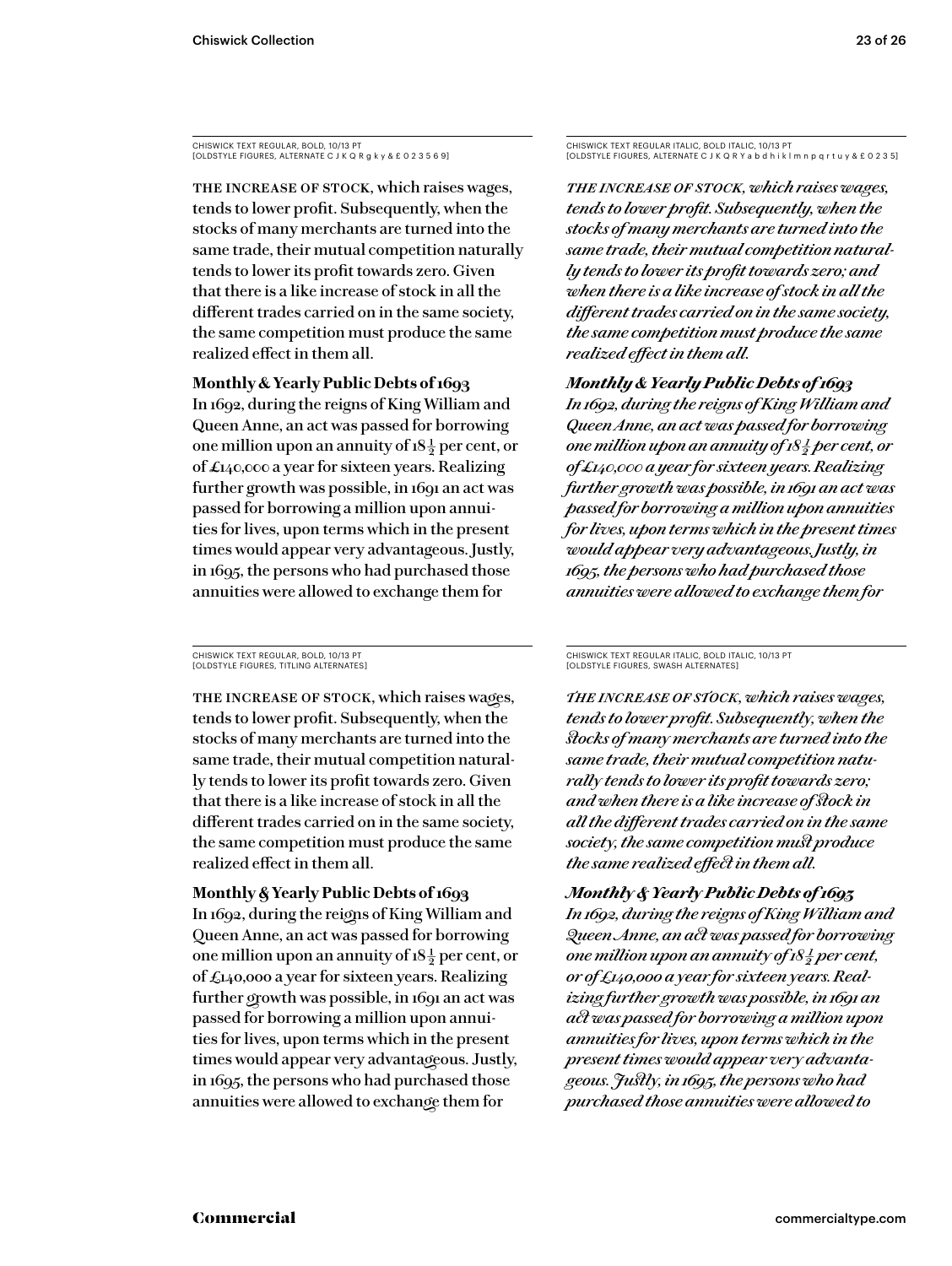CHISWICK TEXT REGULAR, BOLD, 10/13 PT
[OLDSTYLE FIGURES, ALTERNATE C J K Q R g k y & £ 0 2 3 5 6 9]

THE INCREASE OF STOCK, which raises wages, tends to lower profit. Subsequently, when the stocks of many merchants are turned into the same trade, their mutual competition naturally tends to lower its profit towards zero. Given that there is a like increase of stock in all the different trades carried on in the same society, the same competition must produce the same realized effect in them all.

**Monthly & Yearly Public Debts of 1693**
In 1692, during the reigns of King William and Queen Anne, an act was passed for borrowing one million upon an annuity of 18½ per cent, or of £140,000 a year for sixteen years. Realizing further growth was possible, in 1691 an act was passed for borrowing a million upon annuities for lives, upon terms which in the present times would appear very advantageous. Justly, in 1695, the persons who had purchased those annuities were allowed to exchange them for

CHISWICK TEXT REGULAR ITALIC, BOLD ITALIC, 10/13 PT
[OLDSTYLE FIGURES, ALTERNATE C J K Q R Y a b d h i k l m n p q r t u y & £ 0 2 3 5]

*THE INCREASE OF STOCK, which raises wages, tends to lower profit. Subsequently, when the stocks of many merchants are turned into the same trade, their mutual competition naturally tends to lower its profit towards zero; and when there is a like increase of stock in all the different trades carried on in the same society, the same competition must produce the same realized effect in them all.*

***Monthly & Yearly Public Debts of 1693***
*In 1692, during the reigns of King William and Queen Anne, an act was passed for borrowing one million upon an annuity of 18½ per cent, or of £140,000 a year for sixteen years. Realizing further growth was possible, in 1691 an act was passed for borrowing a million upon annuities for lives, upon terms which in the present times would appear very advantageous. Justly, in 1695, the persons who had purchased those annuities were allowed to exchange them for*

CHISWICK TEXT REGULAR, BOLD, 10/13 PT
[OLDSTYLE FIGURES, TITLING ALTERNATES]

THE INCREASE OF STOCK, which raises wages, tends to lower profit. Subsequently, when the stocks of many merchants are turned into the same trade, their mutual competition naturally tends to lower its profit towards zero. Given that there is a like increase of stock in all the different trades carried on in the same society, the same competition must produce the same realized effect in them all.

**Monthly & Yearly Public Debts of 1693**
In 1692, during the reigns of King William and Queen Anne, an act was passed for borrowing one million upon an annuity of 18½ per cent, or of £140,000 a year for sixteen years. Realizing further growth was possible, in 1691 an act was passed for borrowing a million upon annuities for lives, upon terms which in the present times would appear very advantageous. Justly, in 1695, the persons who had purchased those annuities were allowed to exchange them for

CHISWICK TEXT REGULAR ITALIC, BOLD ITALIC, 10/13 PT
[OLDSTYLE FIGURES, SWASH ALTERNATES]

*THE INCREASE OF STOCK, which raises wages, tends to lower profit. Subsequently, when the stocks of many merchants are turned into the same trade, their mutual competition naturally tends to lower its profit towards zero; and when there is a like increase of stock in all the different trades carried on in the same society, the same competition must produce the same realized effect in them all.*

***Monthly & Yearly Public Debts of 1693***
*In 1692, during the reigns of King William and Queen Anne, an act was passed for borrowing one million upon an annuity of 18½ per cent, or of £140,000 a year for sixteen years. Realizing further growth was possible, in 1691 an act was passed for borrowing a million upon annuities for lives, upon terms which in the present times would appear very advantageous. Justly, in 1695, the persons who had purchased those annuities were allowed to*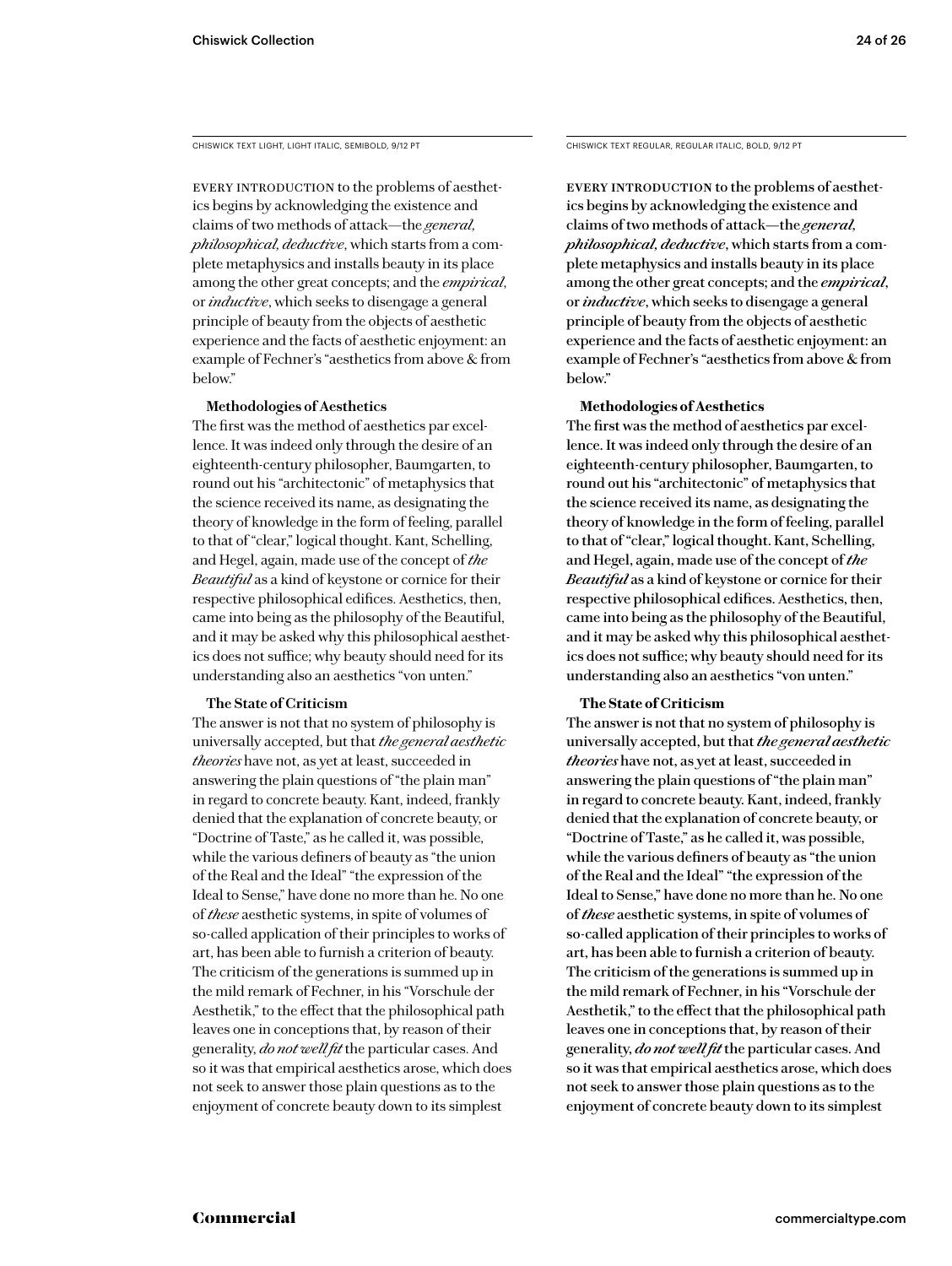CHISWICK TEXT LIGHT, LIGHT ITALIC, SEMIBOLD, 9/12 PT

EVERY INTRODUCTION to the problems of aesthetics begins by acknowledging the existence and claims of two methods of attack—the *general, philosophical, deductive*, which starts from a complete metaphysics and installs beauty in its place among the other great concepts; and the *empirical*, or *inductive*, which seeks to disengage a general principle of beauty from the objects of aesthetic experience and the facts of aesthetic enjoyment: an example of Fechner's "aesthetics from above & from below."

**Methodologies of Aesthetics**

The first was the method of aesthetics par excellence. It was indeed only through the desire of an eighteenth-century philosopher, Baumgarten, to round out his "architectonic" of metaphysics that the science received its name, as designating the theory of knowledge in the form of feeling, parallel to that of "clear," logical thought. Kant, Schelling, and Hegel, again, made use of the concept of *the Beautiful* as a kind of keystone or cornice for their respective philosophical edifices. Aesthetics, then, came into being as the philosophy of the Beautiful, and it may be asked why this philosophical aesthetics does not suffice; why beauty should need for its understanding also an aesthetics "von unten."

**The State of Criticism**

The answer is not that no system of philosophy is universally accepted, but that *the general aesthetic theories* have not, as yet at least, succeeded in answering the plain questions of "the plain man" in regard to concrete beauty. Kant, indeed, frankly denied that the explanation of concrete beauty, or "Doctrine of Taste," as he called it, was possible, while the various definers of beauty as "the union of the Real and the Ideal" "the expression of the Ideal to Sense," have done no more than he. No one of *these* aesthetic systems, in spite of volumes of so-called application of their principles to works of art, has been able to furnish a criterion of beauty. The criticism of the generations is summed up in the mild remark of Fechner, in his "Vorschule der Aesthetik," to the effect that the philosophical path leaves one in conceptions that, by reason of their generality, *do not well fit* the particular cases. And so it was that empirical aesthetics arose, which does not seek to answer those plain questions as to the enjoyment of concrete beauty down to its simplest

CHISWICK TEXT REGULAR, REGULAR ITALIC, BOLD, 9/12 PT

EVERY INTRODUCTION to the problems of aesthetics begins by acknowledging the existence and claims of two methods of attack—the *general, philosophical, deductive*, which starts from a complete metaphysics and installs beauty in its place among the other great concepts; and the *empirical*, or *inductive*, which seeks to disengage a general principle of beauty from the objects of aesthetic experience and the facts of aesthetic enjoyment: an example of Fechner's "aesthetics from above & from below."

**Methodologies of Aesthetics**

The first was the method of aesthetics par excellence. It was indeed only through the desire of an eighteenth-century philosopher, Baumgarten, to round out his "architectonic" of metaphysics that the science received its name, as designating the theory of knowledge in the form of feeling, parallel to that of "clear," logical thought. Kant, Schelling, and Hegel, again, made use of the concept of *the Beautiful* as a kind of keystone or cornice for their respective philosophical edifices. Aesthetics, then, came into being as the philosophy of the Beautiful, and it may be asked why this philosophical aesthetics does not suffice; why beauty should need for its understanding also an aesthetics "von unten."

**The State of Criticism**

The answer is not that no system of philosophy is universally accepted, but that *the general aesthetic theories* have not, as yet at least, succeeded in answering the plain questions of "the plain man" in regard to concrete beauty. Kant, indeed, frankly denied that the explanation of concrete beauty, or "Doctrine of Taste," as he called it, was possible, while the various definers of beauty as "the union of the Real and the Ideal" "the expression of the Ideal to Sense," have done no more than he. No one of *these* aesthetic systems, in spite of volumes of so-called application of their principles to works of art, has been able to furnish a criterion of beauty. The criticism of the generations is summed up in the mild remark of Fechner, in his "Vorschule der Aesthetik," to the effect that the philosophical path leaves one in conceptions that, by reason of their generality, *do not well fit* the particular cases. And so it was that empirical aesthetics arose, which does not seek to answer those plain questions as to the enjoyment of concrete beauty down to its simplest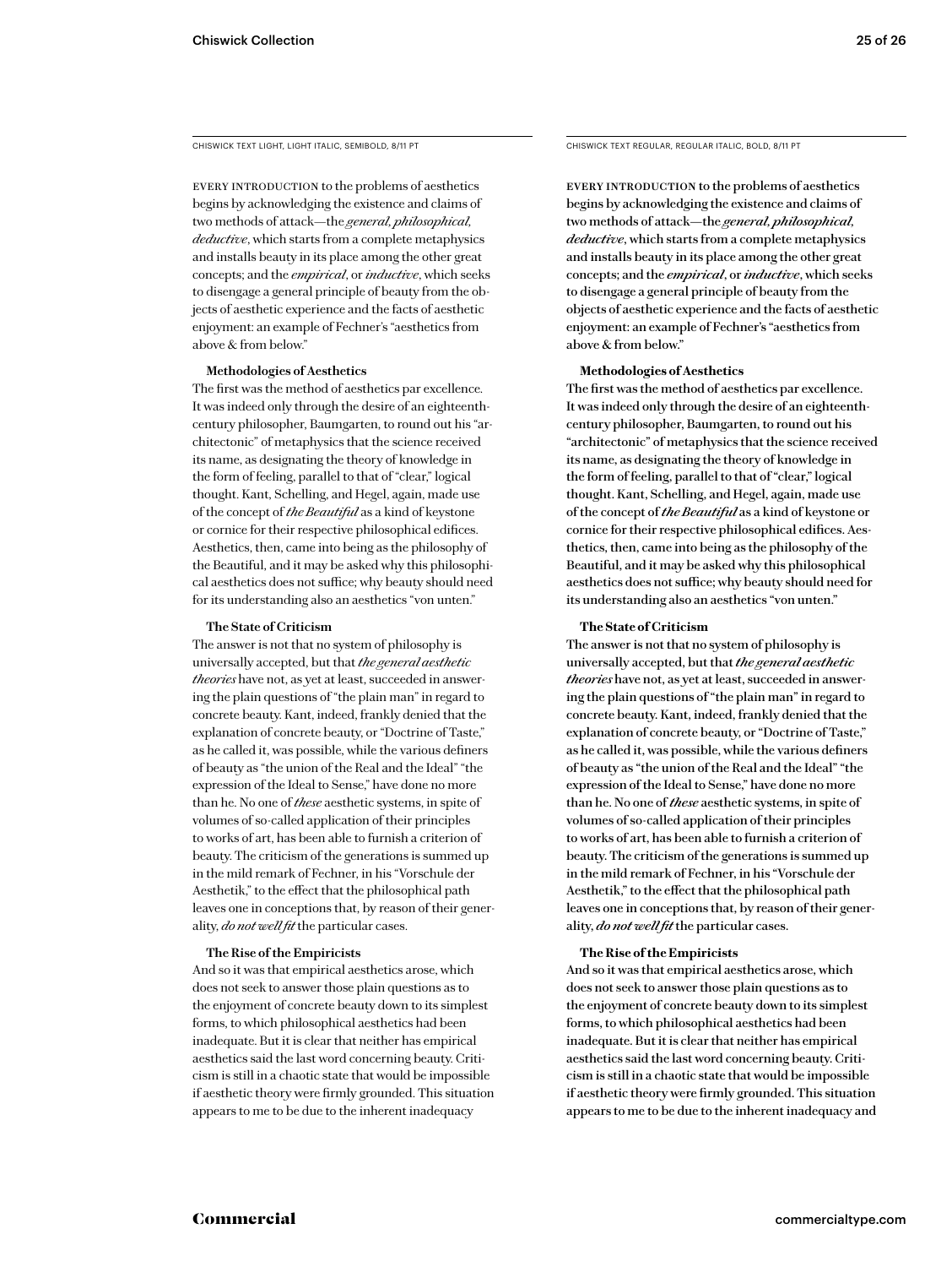CHISWICK TEXT LIGHT, LIGHT ITALIC, SEMIBOLD, 8/11 PT

EVERY INTRODUCTION to the problems of aesthetics begins by acknowledging the existence and claims of two methods of attack—the *general, philosophical, deductive*, which starts from a complete metaphysics and installs beauty in its place among the other great concepts; and the *empirical*, or *inductive*, which seeks to disengage a general principle of beauty from the objects of aesthetic experience and the facts of aesthetic enjoyment: an example of Fechner's "aesthetics from above & from below."

**Methodologies of Aesthetics**

The first was the method of aesthetics par excellence. It was indeed only through the desire of an eighteenth-century philosopher, Baumgarten, to round out his "architectonic" of metaphysics that the science received its name, as designating the theory of knowledge in the form of feeling, parallel to that of "clear," logical thought. Kant, Schelling, and Hegel, again, made use of the concept of *the Beautiful* as a kind of keystone or cornice for their respective philosophical edifices. Aesthetics, then, came into being as the philosophy of the Beautiful, and it may be asked why this philosophical aesthetics does not suffice; why beauty should need for its understanding also an aesthetics "von unten."

**The State of Criticism**

The answer is not that no system of philosophy is universally accepted, but that *the general aesthetic theories* have not, as yet at least, succeeded in answering the plain questions of "the plain man" in regard to concrete beauty. Kant, indeed, frankly denied that the explanation of concrete beauty, or "Doctrine of Taste," as he called it, was possible, while the various definers of beauty as "the union of the Real and the Ideal" "the expression of the Ideal to Sense," have done no more than he. No one of *these* aesthetic systems, in spite of volumes of so-called application of their principles to works of art, has been able to furnish a criterion of beauty. The criticism of the generations is summed up in the mild remark of Fechner, in his "Vorschule der Aesthetik," to the effect that the philosophical path leaves one in conceptions that, by reason of their generality, *do not well fit* the particular cases.

**The Rise of the Empiricists**

And so it was that empirical aesthetics arose, which does not seek to answer those plain questions as to the enjoyment of concrete beauty down to its simplest forms, to which philosophical aesthetics had been inadequate. But it is clear that neither has empirical aesthetics said the last word concerning beauty. Criticism is still in a chaotic state that would be impossible if aesthetic theory were firmly grounded. This situation appears to me to be due to the inherent inadequacy

CHISWICK TEXT REGULAR, REGULAR ITALIC, BOLD, 8/11 PT

EVERY INTRODUCTION to the problems of aesthetics begins by acknowledging the existence and claims of two methods of attack—the *general, philosophical, deductive*, which starts from a complete metaphysics and installs beauty in its place among the other great concepts; and the *empirical*, or *inductive*, which seeks to disengage a general principle of beauty from the objects of aesthetic experience and the facts of aesthetic enjoyment: an example of Fechner's "aesthetics from above & from below."

**Methodologies of Aesthetics**

The first was the method of aesthetics par excellence. It was indeed only through the desire of an eighteenth-century philosopher, Baumgarten, to round out his "architectonic" of metaphysics that the science received its name, as designating the theory of knowledge in the form of feeling, parallel to that of "clear," logical thought. Kant, Schelling, and Hegel, again, made use of the concept of *the Beautiful* as a kind of keystone or cornice for their respective philosophical edifices. Aesthetics, then, came into being as the philosophy of the Beautiful, and it may be asked why this philosophical aesthetics does not suffice; why beauty should need for its understanding also an aesthetics "von unten."

**The State of Criticism**

The answer is not that no system of philosophy is universally accepted, but that *the general aesthetic theories* have not, as yet at least, succeeded in answering the plain questions of "the plain man" in regard to concrete beauty. Kant, indeed, frankly denied that the explanation of concrete beauty, or "Doctrine of Taste," as he called it, was possible, while the various definers of beauty as "the union of the Real and the Ideal" "the expression of the Ideal to Sense," have done no more than he. No one of *these* aesthetic systems, in spite of volumes of so-called application of their principles to works of art, has been able to furnish a criterion of beauty. The criticism of the generations is summed up in the mild remark of Fechner, in his "Vorschule der Aesthetik," to the effect that the philosophical path leaves one in conceptions that, by reason of their generality, *do not well fit* the particular cases.

**The Rise of the Empiricists**

And so it was that empirical aesthetics arose, which does not seek to answer those plain questions as to the enjoyment of concrete beauty down to its simplest forms, to which philosophical aesthetics had been inadequate. But it is clear that neither has empirical aesthetics said the last word concerning beauty. Criticism is still in a chaotic state that would be impossible if aesthetic theory were firmly grounded. This situation appears to me to be due to the inherent inadequacy and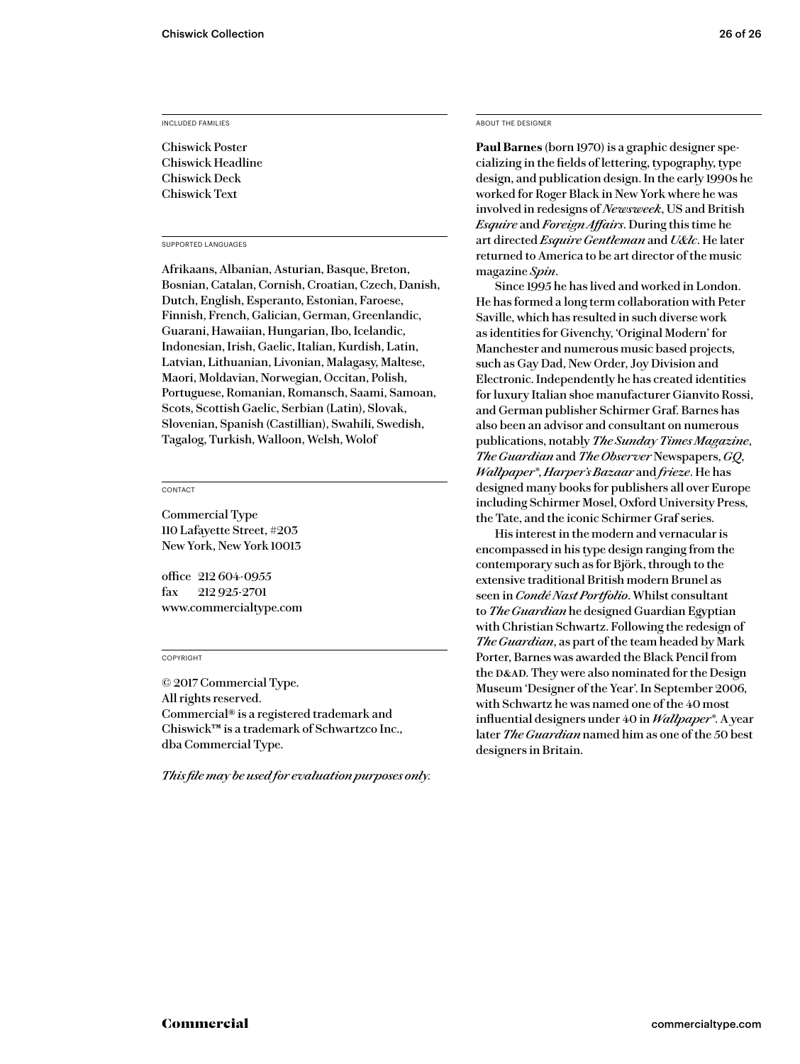## INCLUDED FAMILIES

Chiswick Poster
Chiswick Headline
Chiswick Deck
Chiswick Text

## SUPPORTED LANGUAGES

Afrikaans, Albanian, Asturian, Basque, Breton, Bosnian, Catalan, Cornish, Croatian, Czech, Danish, Dutch, English, Esperanto, Estonian, Faroese, Finnish, French, Galician, German, Greenlandic, Guarani, Hawaiian, Hungarian, Ibo, Icelandic, Indonesian, Irish, Gaelic, Italian, Kurdish, Latin, Latvian, Lithuanian, Livonian, Malagasy, Maltese, Maori, Moldavian, Norwegian, Occitan, Polish, Portuguese, Romanian, Romansch, Saami, Samoan, Scots, Scottish Gaelic, Serbian (Latin), Slovak, Slovenian, Spanish (Castillian), Swahili, Swedish, Tagalog, Turkish, Walloon, Welsh, Wolof

## CONTACT

Commercial Type
110 Lafayette Street, #203
New York, New York 10013

office 212 604-0955
fax 212 925-2701
www.commercialtype.com

## COPYRIGHT

© 2017 Commercial Type.
All rights reserved.
Commercial® is a registered trademark and Chiswick™ is a trademark of Schwartzco Inc., dba Commercial Type.

*This file may be used for evaluation purposes only.*

## ABOUT THE DESIGNER

**Paul Barnes** (born 1970) is a graphic designer specializing in the fields of lettering, typography, type design, and publication design. In the early 1990s he worked for Roger Black in New York where he was involved in redesigns of *Newsweek*, US and British *Esquire* and *Foreign Affairs*. During this time he art directed *Esquire Gentleman* and *U&lc*. He later returned to America to be art director of the music magazine *Spin*.

Since 1995 he has lived and worked in London. He has formed a long term collaboration with Peter Saville, which has resulted in such diverse work as identities for Givenchy, 'Original Modern' for Manchester and numerous music based projects, such as Gay Dad, New Order, Joy Division and Electronic. Independently he has created identities for luxury Italian shoe manufacturer Gianvito Rossi, and German publisher Schirmer Graf. Barnes has also been an advisor and consultant on numerous publications, notably *The Sunday Times Magazine*, *The Guardian* and *The Observer* Newspapers, *GQ*, *Wallpaper\**, *Harper's Bazaar* and *frieze*. He has designed many books for publishers all over Europe including Schirmer Mosel, Oxford University Press, the Tate, and the iconic Schirmer Graf series.

His interest in the modern and vernacular is encompassed in his type design ranging from the contemporary such as for Björk, through to the extensive traditional British modern Brunel as seen in *Condé Nast Portfolio*. Whilst consultant to *The Guardian* he designed Guardian Egyptian with Christian Schwartz. Following the redesign of *The Guardian*, as part of the team headed by Mark Porter, Barnes was awarded the Black Pencil from the D&AD. They were also nominated for the Design Museum 'Designer of the Year'. In September 2006, with Schwartz he was named one of the 40 most influential designers under 40 in *Wallpaper\**. A year later *The Guardian* named him as one of the 50 best designers in Britain.